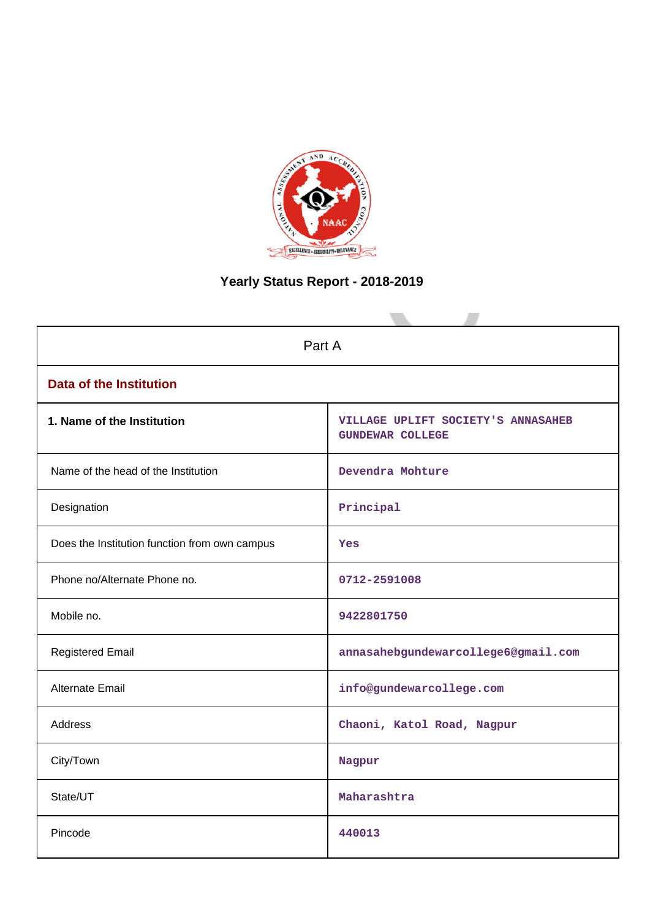# Yearly Status Report - 2018-2019

| Part A | |
|---|---|
| **Data of the Institution** | |
| **1. Name of the Institution** | VILLAGE UPLIFT SOCIETY'S ANNASAHEB GUNDEWAR COLLEGE |
| Name of the head of the Institution | Devendra Mohture |
| Designation | Principal |
| Does the Institution function from own campus | Yes |
| Phone no/Alternate Phone no. | 0712-2591008 |
| Mobile no. | 9422801750 |
| Registered Email | annasahebgundewarcollege6@gmail.com |
| Alternate Email | info@gundewarcollege.com |
| Address | Chaoni, Katol Road, Nagpur |
| City/Town | Nagpur |
| State/UT | Maharashtra |
| Pincode | 440013 |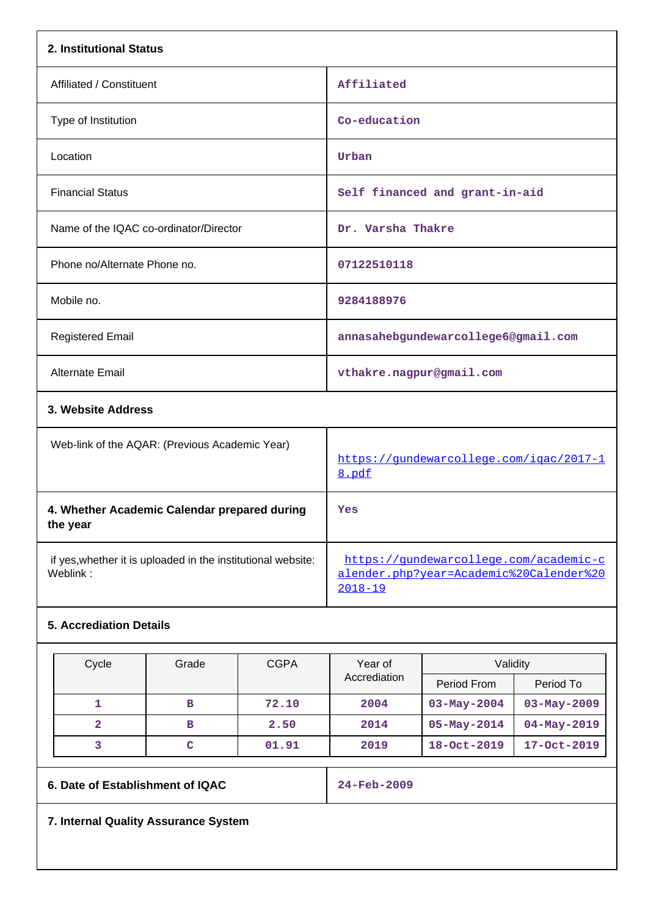## 2. Institutional Status

| | |
|---|---|
| Affiliated / Constituent | Affiliated |
| Type of Institution | Co-education |
| Location | Urban |
| Financial Status | Self financed and grant-in-aid |
| Name of the IQAC co-ordinator/Director | Dr. Varsha Thakre |
| Phone no/Alternate Phone no. | 07122510118 |
| Mobile no. | 9284188976 |
| Registered Email | annasahebgundewarcollege6@gmail.com |
| Alternate Email | vthakre.nagpur@gmail.com |

## 3. Website Address

| | |
|---|---|
| Web-link of the AQAR: (Previous Academic Year) | https://gundewarcollege.com/iqac/2017-18.pdf |
| **4. Whether Academic Calendar prepared during the year** | Yes |
| if yes,whether it is uploaded in the institutional website: Weblink : | https://gundewarcollege.com/academic-calender.php?year=Academic%20Calender%202018-19 |

## 5. Accrediation Details

| Cycle | Grade | CGPA | Year of Accrediation | Validity | |
|---|---|---|---|---|---|
| | | | | Period From | Period To |
| 1 | B | 72.10 | 2004 | 03-May-2004 | 03-May-2009 |
| 2 | B | 2.50 | 2014 | 05-May-2014 | 04-May-2019 |
| 3 | C | 01.91 | 2019 | 18-Oct-2019 | 17-Oct-2019 |

| | |
|---|---|
| **6. Date of Establishment of IQAC** | 24-Feb-2009 |

## 7. Internal Quality Assurance System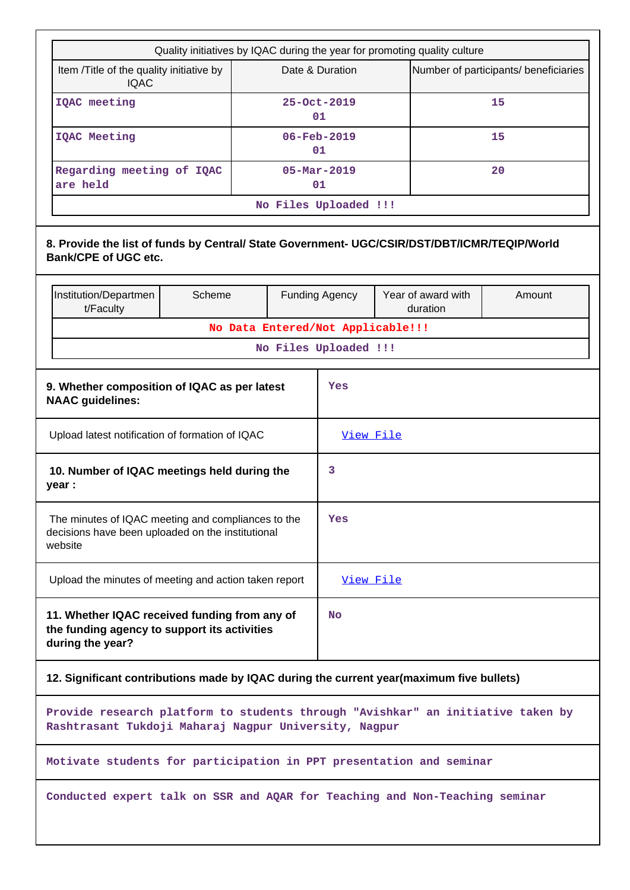| Quality initiatives by IQAC during the year for promoting quality culture | | |
|---|---|---|
| Item /Title of the quality initiative by IQAC | Date & Duration | Number of participants/ beneficiaries |
| IQAC meeting | 25-Oct-2019<br>01 | 15 |
| IQAC Meeting | 06-Feb-2019<br>01 | 15 |
| Regarding meeting of IQAC are held | 05-Mar-2019<br>01 | 20 |
| No Files Uploaded !!! | | |

**8. Provide the list of funds by Central/ State Government- UGC/CSIR/DST/DBT/ICMR/TEQIP/World Bank/CPE of UGC etc.**

| Institution/Department/Faculty | Scheme | Funding Agency | Year of award with duration | Amount |
|---|---|---|---|---|
| No Data Entered/Not Applicable!!! | | | | |
| No Files Uploaded !!! | | | | |

| | |
|---|---|
| **9. Whether composition of IQAC as per latest NAAC guidelines:** | Yes |
| Upload latest notification of formation of IQAC | View File |
| **10. Number of IQAC meetings held during the year :** | 3 |
| The minutes of IQAC meeting and compliances to the decisions have been uploaded on the institutional website | Yes |
| Upload the minutes of meeting and action taken report | View File |
| **11. Whether IQAC received funding from any of the funding agency to support its activities during the year?** | No |

**12. Significant contributions made by IQAC during the current year(maximum five bullets)**

Provide research platform to students through "Avishkar" an initiative taken by Rashtrasant Tukdoji Maharaj Nagpur University, Nagpur

Motivate students for participation in PPT presentation and seminar

Conducted expert talk on SSR and AQAR for Teaching and Non-Teaching seminar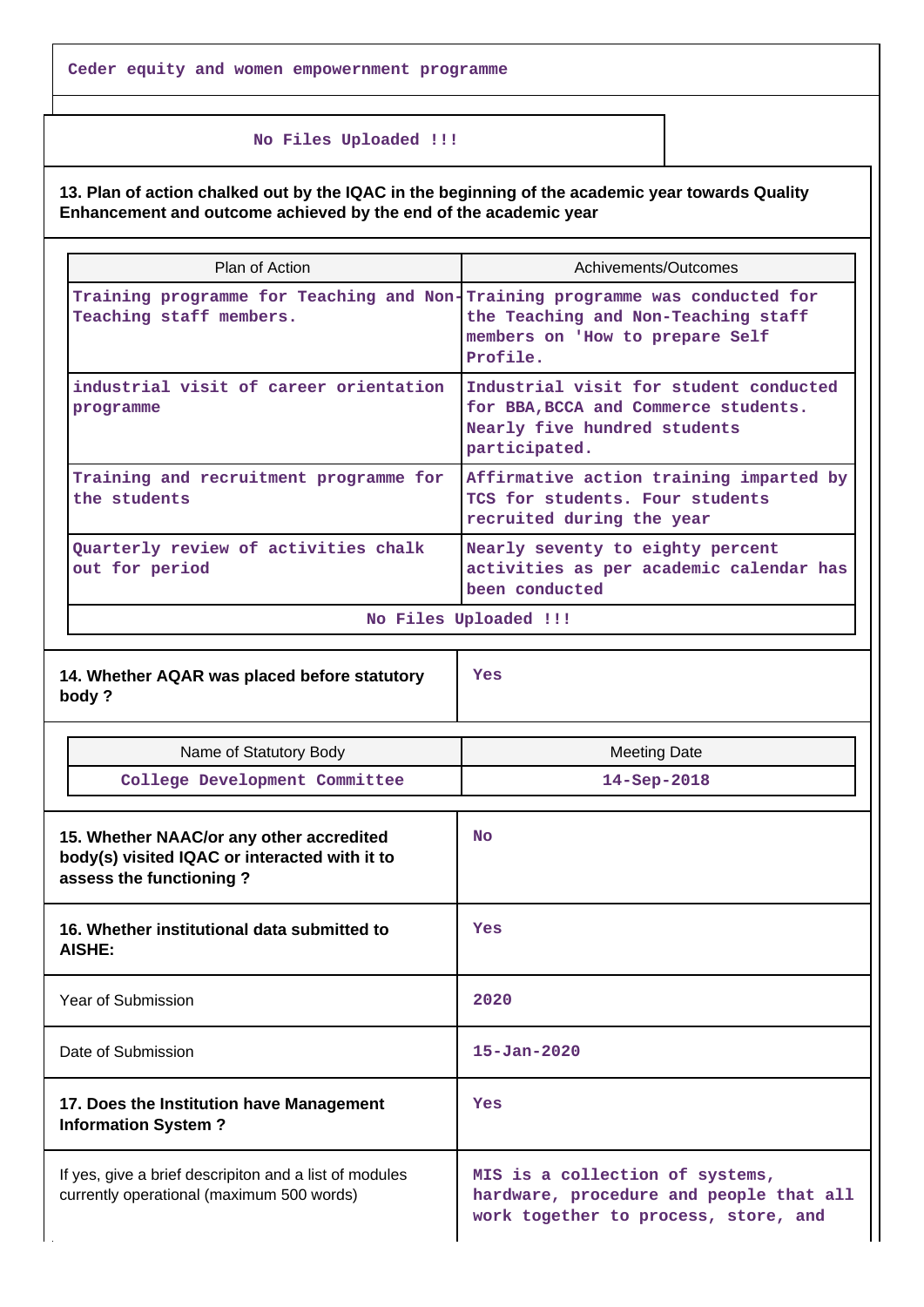Ceder equity and women empowernment programme

No Files Uploaded !!!

**13. Plan of action chalked out by the IQAC in the beginning of the academic year towards Quality Enhancement and outcome achieved by the end of the academic year**

| Plan of Action | Achivements/Outcomes |
|---|---|
| Training programme for Teaching and Non-Teaching staff members. | Training programme was conducted for the Teaching and Non-Teaching staff members on 'How to prepare Self Profile. |
| industrial visit of career orientation programme | Industrial visit for student conducted for BBA,BCCA and Commerce students. Nearly five hundred students participated. |
| Training and recruitment programme for the students | Affirmative action training imparted by TCS for students. Four students recruited during the year |
| Quarterly review of activities chalk out for period | Nearly seventy to eighty percent activities as per academic calendar has been conducted |
| No Files Uploaded !!! | |

| **14. Whether AQAR was placed before statutory body ?** | Yes |
|---|---|

| Name of Statutory Body | Meeting Date |
|---|---|
| College Development Committee | 14-Sep-2018 |

| **15. Whether NAAC/or any other accredited body(s) visited IQAC or interacted with it to assess the functioning ?** | No |
|---|---|
| **16. Whether institutional data submitted to AISHE:** | Yes |
| Year of Submission | 2020 |
| Date of Submission | 15-Jan-2020 |
| **17. Does the Institution have Management Information System ?** | Yes |
| If yes, give a brief descripiton and a list of modules currently operational (maximum 500 words) | MIS is a collection of systems, hardware, procedure and people that all work together to process, store, and |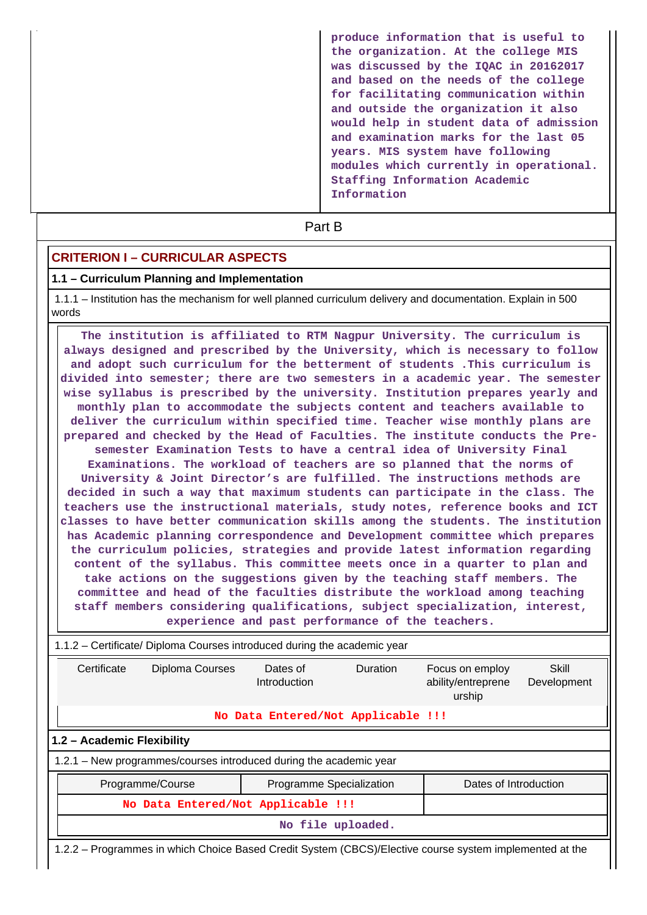produce information that is useful to the organization. At the college MIS was discussed by the IQAC in 20162017 and based on the needs of the college for facilitating communication within and outside the organization it also would help in student data of admission and examination marks for the last 05 years. MIS system have following modules which currently in operational. Staffing Information Academic Information

Part B

## CRITERION I – CURRICULAR ASPECTS

### 1.1 – Curriculum Planning and Implementation

1.1.1 – Institution has the mechanism for well planned curriculum delivery and documentation. Explain in 500 words

The institution is affiliated to RTM Nagpur University. The curriculum is always designed and prescribed by the University, which is necessary to follow and adopt such curriculum for the betterment of students .This curriculum is divided into semester; there are two semesters in a academic year. The semester wise syllabus is prescribed by the university. Institution prepares yearly and monthly plan to accommodate the subjects content and teachers available to deliver the curriculum within specified time. Teacher wise monthly plans are prepared and checked by the Head of Faculties. The institute conducts the Pre-semester Examination Tests to have a central idea of University Final Examinations. The workload of teachers are so planned that the norms of University & Joint Director's are fulfilled. The instructions methods are decided in such a way that maximum students can participate in the class. The teachers use the instructional materials, study notes, reference books and ICT classes to have better communication skills among the students. The institution has Academic planning correspondence and Development committee which prepares the curriculum policies, strategies and provide latest information regarding content of the syllabus. This committee meets once in a quarter to plan and take actions on the suggestions given by the teaching staff members. The committee and head of the faculties distribute the workload among teaching staff members considering qualifications, subject specialization, interest, experience and past performance of the teachers.

1.1.2 – Certificate/ Diploma Courses introduced during the academic year

| Certificate | Diploma Courses | Dates of Introduction | Duration | Focus on employ ability/entreprene urship | Skill Development |
|---|---|---|---|---|---|
| No Data Entered/Not Applicable !!! | | | | | |

### 1.2 – Academic Flexibility

1.2.1 – New programmes/courses introduced during the academic year

| Programme/Course | Programme Specialization | Dates of Introduction |
|---|---|---|
| No Data Entered/Not Applicable !!! | | |
| No file uploaded. | | |

1.2.2 – Programmes in which Choice Based Credit System (CBCS)/Elective course system implemented at the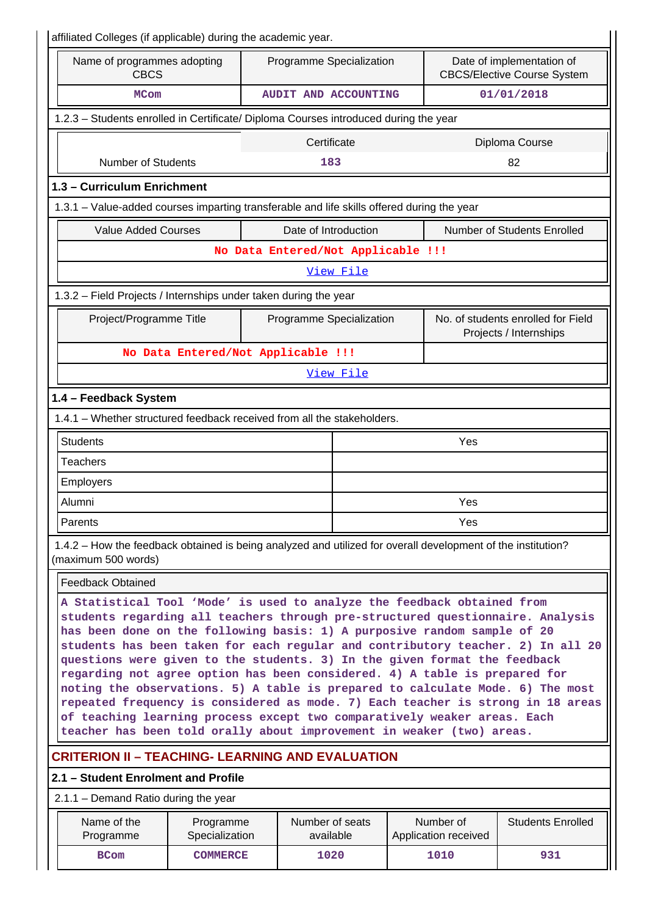affiliated Colleges (if applicable) during the academic year.

| Name of programmes adopting CBCS | Programme Specialization | Date of implementation of CBCS/Elective Course System |
|---|---|---|
| MCom | AUDIT AND ACCOUNTING | 01/01/2018 |

1.2.3 – Students enrolled in Certificate/ Diploma Courses introduced during the year

| | Certificate | Diploma Course |
|---|---|---|
| Number of Students | 183 | 82 |

### 1.3 – Curriculum Enrichment

1.3.1 – Value-added courses imparting transferable and life skills offered during the year

| Value Added Courses | Date of Introduction | Number of Students Enrolled |
|---|---|---|
| No Data Entered/Not Applicable !!! | | |
| View File | | |

1.3.2 – Field Projects / Internships under taken during the year

| Project/Programme Title | Programme Specialization | No. of students enrolled for Field Projects / Internships |
|---|---|---|
| No Data Entered/Not Applicable !!! | | |
| View File | | |

### 1.4 – Feedback System

1.4.1 – Whether structured feedback received from all the stakeholders.

| | |
|---|---|
| Students | Yes |
| Teachers | |
| Employers | |
| Alumni | Yes |
| Parents | Yes |

1.4.2 – How the feedback obtained is being analyzed and utilized for overall development of the institution? (maximum 500 words)

| Feedback Obtained |
|---|
| A Statistical Tool 'Mode' is used to analyze the feedback obtained from students regarding all teachers through pre-structured questionnaire. Analysis has been done on the following basis: 1) A purposive random sample of 20 students has been taken for each regular and contributory teacher. 2) In all 20 questions were given to the students. 3) In the given format the feedback regarding not agree option has been considered. 4) A table is prepared for noting the observations. 5) A table is prepared to calculate Mode. 6) The most repeated frequency is considered as mode. 7) Each teacher is strong in 18 areas of teaching learning process except two comparatively weaker areas. Each teacher has been told orally about improvement in weaker (two) areas. |

## CRITERION II – TEACHING- LEARNING AND EVALUATION

### 2.1 – Student Enrolment and Profile

2.1.1 – Demand Ratio during the year

| Name of the Programme | Programme Specialization | Number of seats available | Number of Application received | Students Enrolled |
|---|---|---|---|---|
| BCom | COMMERCE | 1020 | 1010 | 931 |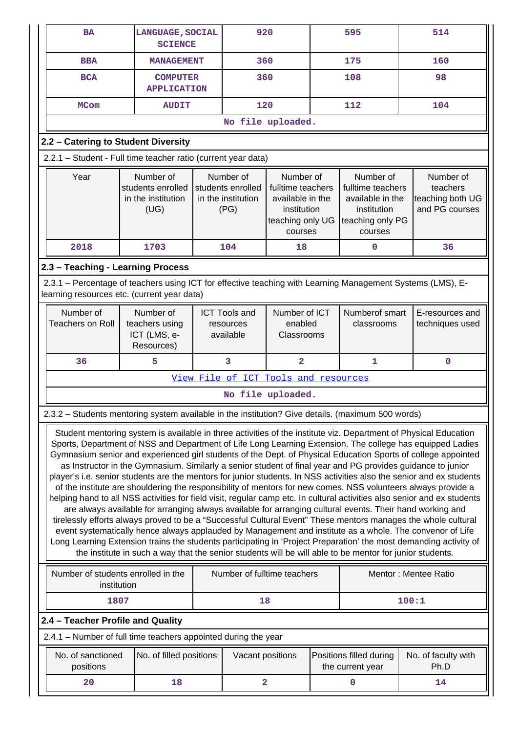| BA | LANGUAGE,SOCIAL SCIENCE | 920 | 595 | 514 |
|---|---|---|---|---|
| BBA | MANAGEMENT | 360 | 175 | 160 |
| BCA | COMPUTER APPLICATION | 360 | 108 | 98 |
| MCom | AUDIT | 120 | 112 | 104 |
| No file uploaded. | | | | |

## 2.2 – Catering to Student Diversity

2.2.1 – Student - Full time teacher ratio (current year data)

| Year | Number of students enrolled in the institution (UG) | Number of students enrolled in the institution (PG) | Number of fulltime teachers available in the institution teaching only UG courses | Number of fulltime teachers available in the institution teaching only PG courses | Number of teachers teaching both UG and PG courses |
|---|---|---|---|---|---|
| 2018 | 1703 | 104 | 18 | 0 | 36 |

## 2.3 – Teaching - Learning Process

2.3.1 – Percentage of teachers using ICT for effective teaching with Learning Management Systems (LMS), E-learning resources etc. (current year data)

| Number of Teachers on Roll | Number of teachers using ICT (LMS, e-Resources) | ICT Tools and resources available | Number of ICT enabled Classrooms | Numberof smart classrooms | E-resources and techniques used |
|---|---|---|---|---|---|
| 36 | 5 | 3 | 2 | 1 | 0 |
| View File of ICT Tools and resources | | | | | |
| No file uploaded. | | | | | |

2.3.2 – Students mentoring system available in the institution? Give details. (maximum 500 words)

Student mentoring system is available in three activities of the institute viz. Department of Physical Education Sports, Department of NSS and Department of Life Long Learning Extension. The college has equipped Ladies Gymnasium senior and experienced girl students of the Dept. of Physical Education Sports of college appointed as Instructor in the Gymnasium. Similarly a senior student of final year and PG provides guidance to junior player's i.e. senior students are the mentors for junior students. In NSS activities also the senior and ex students of the institute are shouldering the responsibility of mentors for new comes. NSS volunteers always provide a helping hand to all NSS activities for field visit, regular camp etc. In cultural activities also senior and ex students are always available for arranging always available for arranging cultural events. Their hand working and tirelessly efforts always proved to be a "Successful Cultural Event" These mentors manages the whole cultural event systematically hence always applauded by Management and institute as a whole. The convenor of Life Long Learning Extension trains the students participating in 'Project Preparation' the most demanding activity of the institute in such a way that the senior students will be will able to be mentor for junior students.

| Number of students enrolled in the institution | Number of fulltime teachers | Mentor : Mentee Ratio |
|---|---|---|
| 1807 | 18 | 100:1 |

## 2.4 – Teacher Profile and Quality

2.4.1 – Number of full time teachers appointed during the year

| No. of sanctioned positions | No. of filled positions | Vacant positions | Positions filled during the current year | No. of faculty with Ph.D |
|---|---|---|---|---|
| 20 | 18 | 2 | 0 | 14 |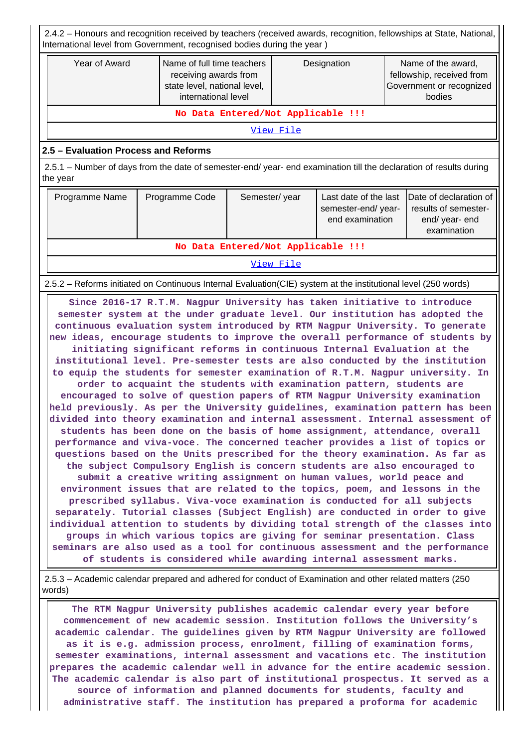2.4.2 – Honours and recognition received by teachers (received awards, recognition, fellowships at State, National, International level from Government, recognised bodies during the year )

| Year of Award | Name of full time teachers receiving awards from state level, national level, international level | Designation | Name of the award, fellowship, received from Government or recognized bodies |
|---|---|---|---|
| No Data Entered/Not Applicable !!! | | | |
| View File | | | |

## 2.5 – Evaluation Process and Reforms

2.5.1 – Number of days from the date of semester-end/ year- end examination till the declaration of results during the year

| Programme Name | Programme Code | Semester/ year | Last date of the last semester-end/ year- end examination | Date of declaration of results of semester- end/ year- end examination |
|---|---|---|---|---|
| No Data Entered/Not Applicable !!! | | | | |
| View File | | | | |

2.5.2 – Reforms initiated on Continuous Internal Evaluation(CIE) system at the institutional level (250 words)

Since 2016-17 R.T.M. Nagpur University has taken initiative to introduce semester system at the under graduate level. Our institution has adopted the continuous evaluation system introduced by RTM Nagpur University. To generate new ideas, encourage students to improve the overall performance of students by initiating significant reforms in continuous Internal Evaluation at the institutional level. Pre-semester tests are also conducted by the institution to equip the students for semester examination of R.T.M. Nagpur university. In order to acquaint the students with examination pattern, students are encouraged to solve of question papers of RTM Nagpur University examination held previously. As per the University guidelines, examination pattern has been divided into theory examination and internal assessment. Internal assessment of students has been done on the basis of home assignment, attendance, overall performance and viva-voce. The concerned teacher provides a list of topics or questions based on the Units prescribed for the theory examination. As far as the subject Compulsory English is concern students are also encouraged to submit a creative writing assignment on human values, world peace and environment issues that are related to the topics, poem, and lessons in the prescribed syllabus. Viva-voce examination is conducted for all subjects separately. Tutorial classes (Subject English) are conducted in order to give individual attention to students by dividing total strength of the classes into groups in which various topics are giving for seminar presentation. Class seminars are also used as a tool for continuous assessment and the performance of students is considered while awarding internal assessment marks.

2.5.3 – Academic calendar prepared and adhered for conduct of Examination and other related matters (250 words)

The RTM Nagpur University publishes academic calendar every year before commencement of new academic session. Institution follows the University's academic calendar. The guidelines given by RTM Nagpur University are followed as it is e.g. admission process, enrolment, filling of examination forms, semester examinations, internal assessment and vacations etc. The institution prepares the academic calendar well in advance for the entire academic session. The academic calendar is also part of institutional prospectus. It served as a source of information and planned documents for students, faculty and administrative staff. The institution has prepared a proforma for academic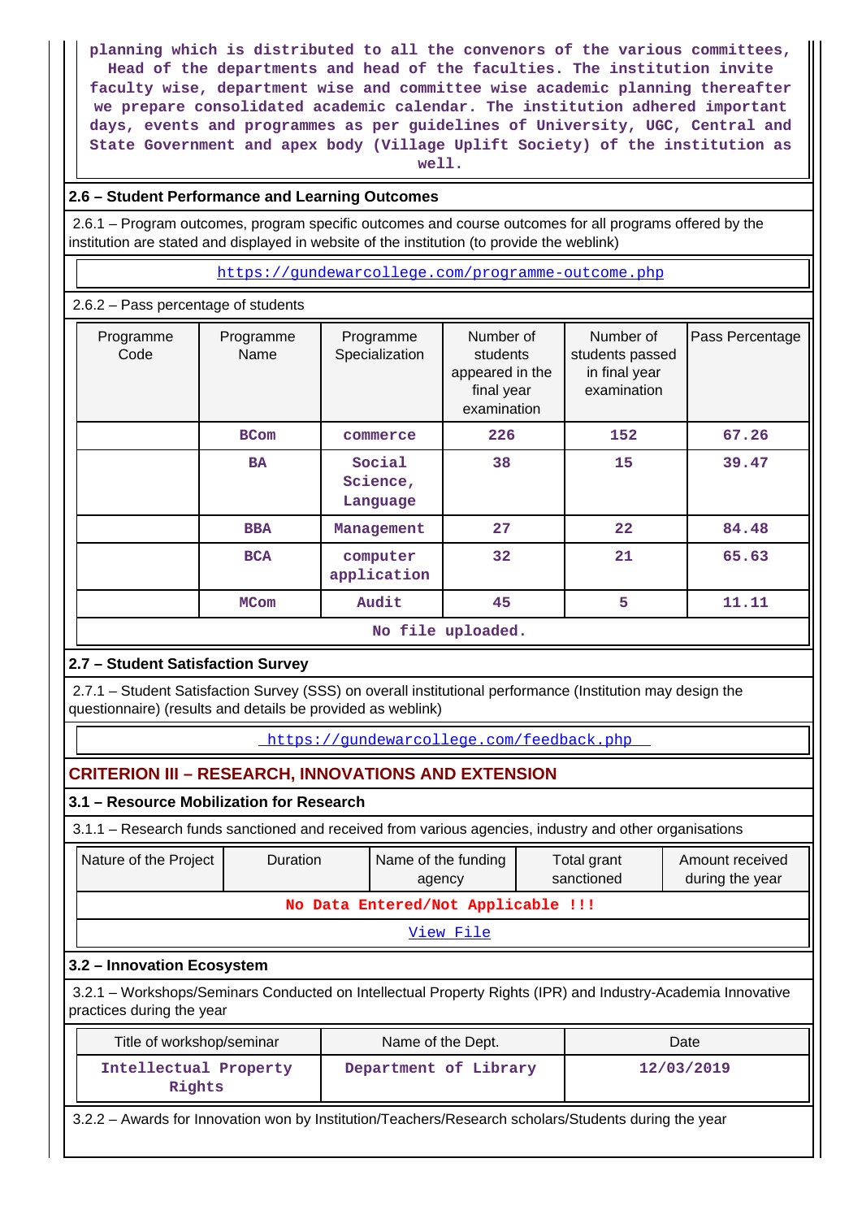planning which is distributed to all the convenors of the various committees, Head of the departments and head of the faculties. The institution invite faculty wise, department wise and committee wise academic planning thereafter we prepare consolidated academic calendar. The institution adhered important days, events and programmes as per guidelines of University, UGC, Central and State Government and apex body (Village Uplift Society) of the institution as well.

### 2.6 – Student Performance and Learning Outcomes

2.6.1 – Program outcomes, program specific outcomes and course outcomes for all programs offered by the institution are stated and displayed in website of the institution (to provide the weblink)

https://gundewarcollege.com/programme-outcome.php

2.6.2 – Pass percentage of students

| Programme Code | Programme Name | Programme Specialization | Number of students appeared in the final year examination | Number of students passed in final year examination | Pass Percentage |
|---|---|---|---|---|---|
| | BCom | commerce | 226 | 152 | 67.26 |
| | BA | Social Science, Language | 38 | 15 | 39.47 |
| | BBA | Management | 27 | 22 | 84.48 |
| | BCA | computer application | 32 | 21 | 65.63 |
| | MCom | Audit | 45 | 5 | 11.11 |

No file uploaded.

### 2.7 – Student Satisfaction Survey

2.7.1 – Student Satisfaction Survey (SSS) on overall institutional performance (Institution may design the questionnaire) (results and details be provided as weblink)

https://gundewarcollege.com/feedback.php

## CRITERION III – RESEARCH, INNOVATIONS AND EXTENSION

### 3.1 – Resource Mobilization for Research

3.1.1 – Research funds sanctioned and received from various agencies, industry and other organisations

| Nature of the Project | Duration | Name of the funding agency | Total grant sanctioned | Amount received during the year |
|---|---|---|---|---|
| No Data Entered/Not Applicable !!! | | | | |

View File

### 3.2 – Innovation Ecosystem

3.2.1 – Workshops/Seminars Conducted on Intellectual Property Rights (IPR) and Industry-Academia Innovative practices during the year

| Title of workshop/seminar | Name of the Dept. | Date |
|---|---|---|
| Intellectual Property Rights | Department of Library | 12/03/2019 |

3.2.2 – Awards for Innovation won by Institution/Teachers/Research scholars/Students during the year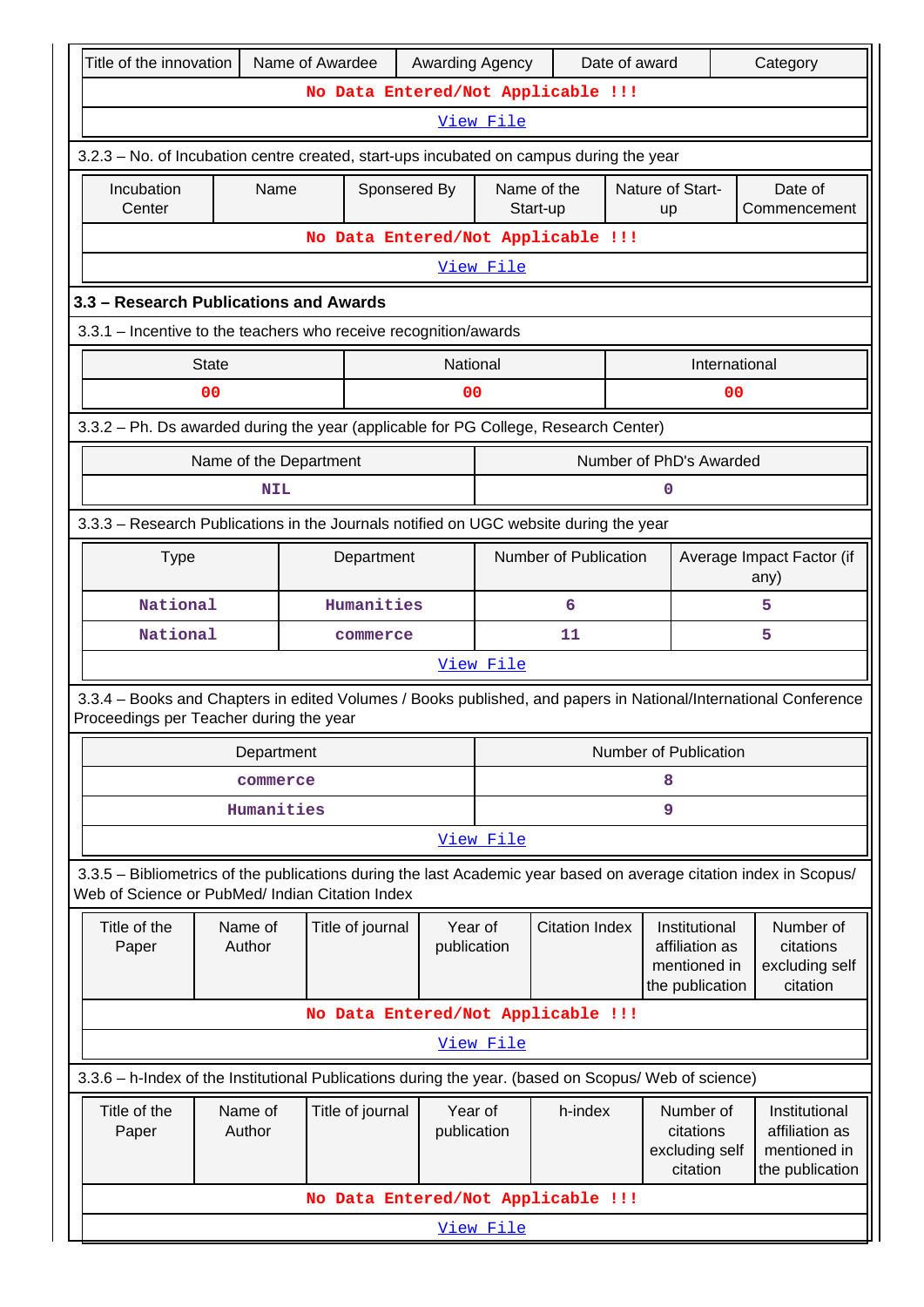| Title of the innovation | Name of Awardee | Awarding Agency | Date of award | Category |
|---|---|---|---|---|
| No Data Entered/Not Applicable !!! | | | | |
| View File | | | | |

3.2.3 – No. of Incubation centre created, start-ups incubated on campus during the year

| Incubation Center | Name | Sponsered By | Name of the Start-up | Nature of Start-up | Date of Commencement |
|---|---|---|---|---|---|
| No Data Entered/Not Applicable !!! | | | | | |
| View File | | | | | |

### 3.3 – Research Publications and Awards

3.3.1 – Incentive to the teachers who receive recognition/awards

| State | National | International |
|---|---|---|
| 00 | 00 | 00 |

3.3.2 – Ph. Ds awarded during the year (applicable for PG College, Research Center)

| Name of the Department | Number of PhD's Awarded |
|---|---|
| NIL | 0 |

3.3.3 – Research Publications in the Journals notified on UGC website during the year

| Type | Department | Number of Publication | Average Impact Factor (if any) |
|---|---|---|---|
| National | Humanities | 6 | 5 |
| National | commerce | 11 | 5 |
| View File | | | |

3.3.4 – Books and Chapters in edited Volumes / Books published, and papers in National/International Conference Proceedings per Teacher during the year

| Department | Number of Publication |
|---|---|
| commerce | 8 |
| Humanities | 9 |
| View File | |

3.3.5 – Bibliometrics of the publications during the last Academic year based on average citation index in Scopus/ Web of Science or PubMed/ Indian Citation Index

| Title of the Paper | Name of Author | Title of journal | Year of publication | Citation Index | Institutional affiliation as mentioned in the publication | Number of citations excluding self citation |
|---|---|---|---|---|---|---|
| No Data Entered/Not Applicable !!! | | | | | | |
| View File | | | | | | |

3.3.6 – h-Index of the Institutional Publications during the year. (based on Scopus/ Web of science)

| Title of the Paper | Name of Author | Title of journal | Year of publication | h-index | Number of citations excluding self citation | Institutional affiliation as mentioned in the publication |
|---|---|---|---|---|---|---|
| No Data Entered/Not Applicable !!! | | | | | | |
| View File | | | | | | |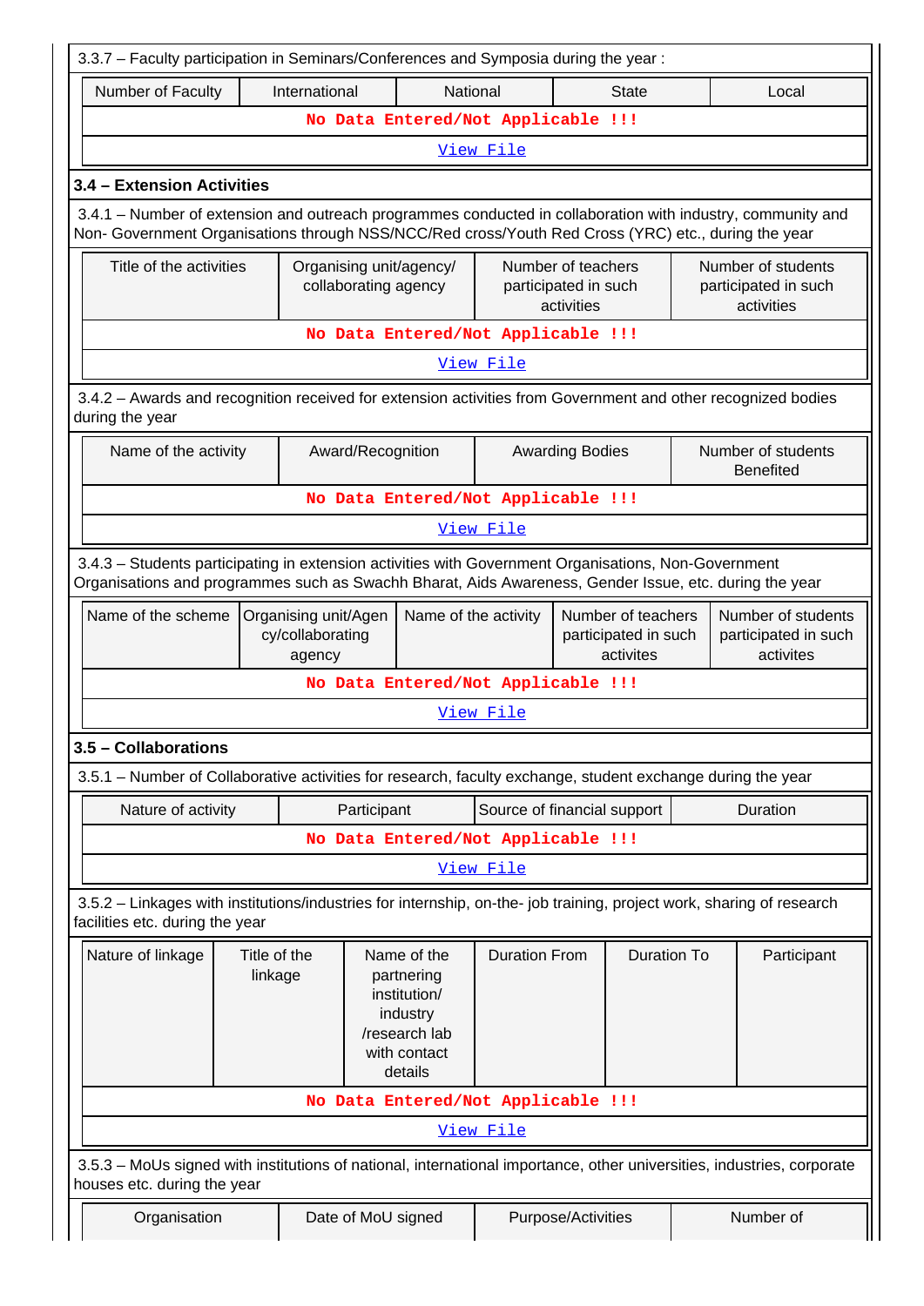3.3.7 – Faculty participation in Seminars/Conferences and Symposia during the year :

| Number of Faculty | International | National | State | Local |
|---|---|---|---|---|
| No Data Entered/Not Applicable !!! | | | | |
| View File | | | | |

### 3.4 – Extension Activities

3.4.1 – Number of extension and outreach programmes conducted in collaboration with industry, community and Non- Government Organisations through NSS/NCC/Red cross/Youth Red Cross (YRC) etc., during the year

| Title of the activities | Organising unit/agency/ collaborating agency | Number of teachers participated in such activities | Number of students participated in such activities |
|---|---|---|---|
| No Data Entered/Not Applicable !!! | | | |
| View File | | | |

3.4.2 – Awards and recognition received for extension activities from Government and other recognized bodies during the year

| Name of the activity | Award/Recognition | Awarding Bodies | Number of students Benefited |
|---|---|---|---|
| No Data Entered/Not Applicable !!! | | | |
| View File | | | |

3.4.3 – Students participating in extension activities with Government Organisations, Non-Government Organisations and programmes such as Swachh Bharat, Aids Awareness, Gender Issue, etc. during the year

| Name of the scheme | Organising unit/Agency/collaborating agency | Name of the activity | Number of teachers participated in such activites | Number of students participated in such activites |
|---|---|---|---|---|
| No Data Entered/Not Applicable !!! | | | | |
| View File | | | | |

### 3.5 – Collaborations

3.5.1 – Number of Collaborative activities for research, faculty exchange, student exchange during the year

| Nature of activity | Participant | Source of financial support | Duration |
|---|---|---|---|
| No Data Entered/Not Applicable !!! | | | |
| View File | | | |

3.5.2 – Linkages with institutions/industries for internship, on-the- job training, project work, sharing of research facilities etc. during the year

| Nature of linkage | Title of the linkage | Name of the partnering institution/ industry /research lab with contact details | Duration From | Duration To | Participant |
|---|---|---|---|---|---|
| No Data Entered/Not Applicable !!! | | | | | |
| View File | | | | | |

3.5.3 – MoUs signed with institutions of national, international importance, other universities, industries, corporate houses etc. during the year

| Organisation | Date of MoU signed | Purpose/Activities | Number of |
|---|---|---|---|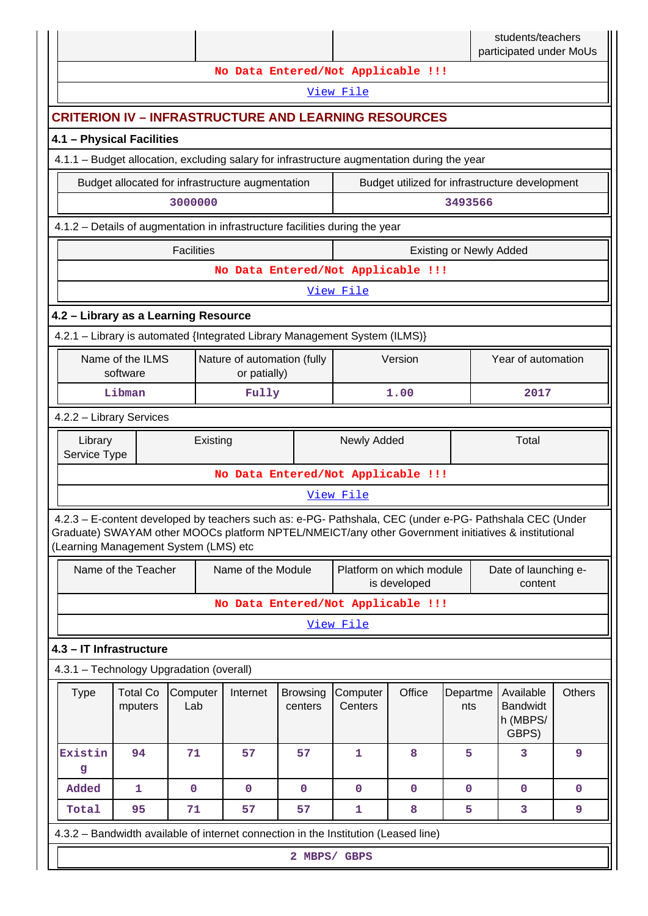| | | | students/teachers participated under MoUs |
|---|---|---|---|
| No Data Entered/Not Applicable !!! | | | |
| View File | | | |

## CRITERION IV – INFRASTRUCTURE AND LEARNING RESOURCES

### 4.1 – Physical Facilities

4.1.1 – Budget allocation, excluding salary for infrastructure augmentation during the year

| Budget allocated for infrastructure augmentation | Budget utilized for infrastructure development |
|---|---|
| 3000000 | 3493566 |

4.1.2 – Details of augmentation in infrastructure facilities during the year

| Facilities | Existing or Newly Added |
|---|---|
| No Data Entered/Not Applicable !!! | |
| View File | |

### 4.2 – Library as a Learning Resource

4.2.1 – Library is automated {Integrated Library Management System (ILMS)}

| Name of the ILMS software | Nature of automation (fully or patially) | Version | Year of automation |
|---|---|---|---|
| Libman | Fully | 1.00 | 2017 |

4.2.2 – Library Services

| Library Service Type | Existing | Newly Added | Total |
|---|---|---|---|
| No Data Entered/Not Applicable !!! | | | |
| View File | | | |

4.2.3 – E-content developed by teachers such as: e-PG- Pathshala, CEC (under e-PG- Pathshala CEC (Under Graduate) SWAYAM other MOOCs platform NPTEL/NMEICT/any other Government initiatives & institutional (Learning Management System (LMS) etc

| Name of the Teacher | Name of the Module | Platform on which module is developed | Date of launching e-content |
|---|---|---|---|
| No Data Entered/Not Applicable !!! | | | |
| View File | | | |

### 4.3 – IT Infrastructure

4.3.1 – Technology Upgradation (overall)

| Type | Total Computers | Computer Lab | Internet | Browsing centers | Computer Centers | Office | Departments | Available Bandwidth (MBPS/ GBPS) | Others |
|---|---|---|---|---|---|---|---|---|---|
| Existing | 94 | 71 | 57 | 57 | 1 | 8 | 5 | 3 | 9 |
| Added | 1 | 0 | 0 | 0 | 0 | 0 | 0 | 0 | 0 |
| Total | 95 | 71 | 57 | 57 | 1 | 8 | 5 | 3 | 9 |

4.3.2 – Bandwidth available of internet connection in the Institution (Leased line)

| 2 MBPS/ GBPS |
|---|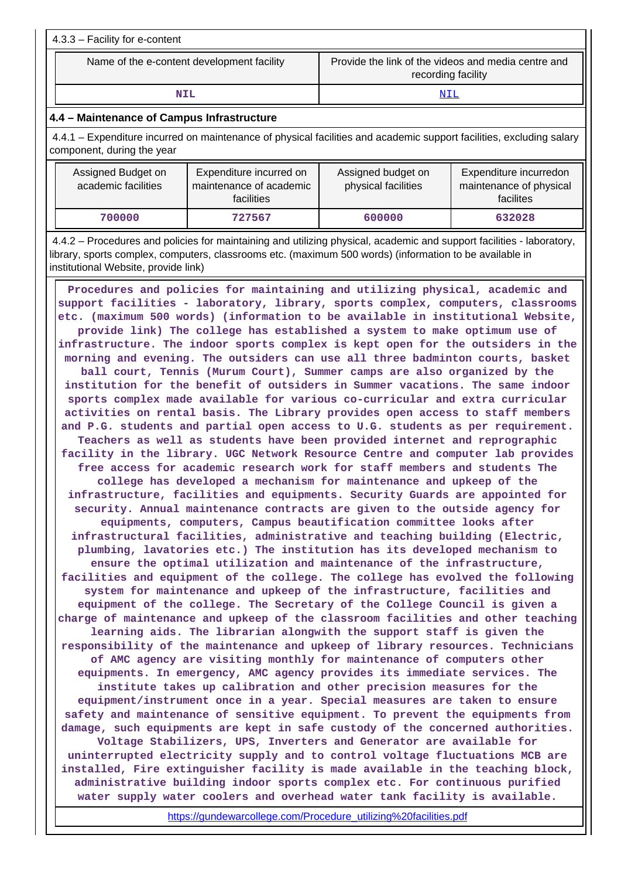4.3.3 – Facility for e-content

| Name of the e-content development facility | Provide the link of the videos and media centre and recording facility |
| --- | --- |
| NIL | NIL |

## 4.4 – Maintenance of Campus Infrastructure

4.4.1 – Expenditure incurred on maintenance of physical facilities and academic support facilities, excluding salary component, during the year

| Assigned Budget on academic facilities | Expenditure incurred on maintenance of academic facilities | Assigned budget on physical facilities | Expenditure incurredon maintenance of physical facilites |
| --- | --- | --- | --- |
| 700000 | 727567 | 600000 | 632028 |

4.4.2 – Procedures and policies for maintaining and utilizing physical, academic and support facilities - laboratory, library, sports complex, computers, classrooms etc. (maximum 500 words) (information to be available in institutional Website, provide link)

**Procedures and policies for maintaining and utilizing physical, academic and support facilities - laboratory, library, sports complex, computers, classrooms etc. (maximum 500 words) (information to be available in institutional Website, provide link) The college has established a system to make optimum use of infrastructure. The indoor sports complex is kept open for the outsiders in the morning and evening. The outsiders can use all three badminton courts, basket ball court, Tennis (Murum Court), Summer camps are also organized by the institution for the benefit of outsiders in Summer vacations. The same indoor sports complex made available for various co-curricular and extra curricular activities on rental basis. The Library provides open access to staff members and P.G. students and partial open access to U.G. students as per requirement. Teachers as well as students have been provided internet and reprographic facility in the library. UGC Network Resource Centre and computer lab provides free access for academic research work for staff members and students The college has developed a mechanism for maintenance and upkeep of the infrastructure, facilities and equipments. Security Guards are appointed for security. Annual maintenance contracts are given to the outside agency for equipments, computers, Campus beautification committee looks after infrastructural facilities, administrative and teaching building (Electric, plumbing, lavatories etc.) The institution has its developed mechanism to ensure the optimal utilization and maintenance of the infrastructure, facilities and equipment of the college. The college has evolved the following system for maintenance and upkeep of the infrastructure, facilities and equipment of the college. The Secretary of the College Council is given a charge of maintenance and upkeep of the classroom facilities and other teaching learning aids. The librarian alongwith the support staff is given the responsibility of the maintenance and upkeep of library resources. Technicians of AMC agency are visiting monthly for maintenance of computers other equipments. In emergency, AMC agency provides its immediate services. The institute takes up calibration and other precision measures for the equipment/instrument once in a year. Special measures are taken to ensure safety and maintenance of sensitive equipment. To prevent the equipments from damage, such equipments are kept in safe custody of the concerned authorities. Voltage Stabilizers, UPS, Inverters and Generator are available for uninterrupted electricity supply and to control voltage fluctuations MCB are installed, Fire extinguisher facility is made available in the teaching block, administrative building indoor sports complex etc. For continuous purified water supply water coolers and overhead water tank facility is available.**

https://gundewarcollege.com/Procedure_utilizing%20facilities.pdf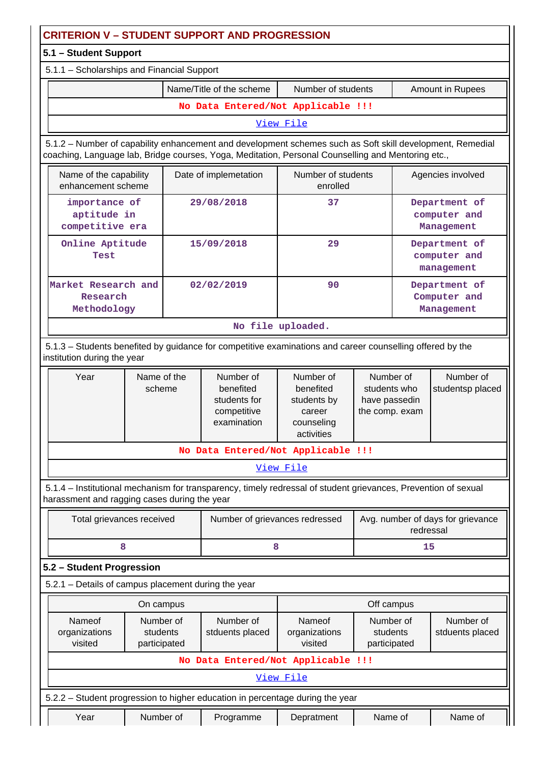## CRITERION V – STUDENT SUPPORT AND PROGRESSION

### 5.1 – Student Support

5.1.1 – Scholarships and Financial Support

| | Name/Title of the scheme | Number of students | Amount in Rupees |
|---|---|---|---|
| No Data Entered/Not Applicable !!! | | | |
| View File | | | |

5.1.2 – Number of capability enhancement and development schemes such as Soft skill development, Remedial coaching, Language lab, Bridge courses, Yoga, Meditation, Personal Counselling and Mentoring etc.,

| Name of the capability enhancement scheme | Date of implemetation | Number of students enrolled | Agencies involved |
|---|---|---|---|
| importance of aptitude in competitive era | 29/08/2018 | 37 | Department of computer and Management |
| Online Aptitude Test | 15/09/2018 | 29 | Department of computer and management |
| Market Research and Research Methodology | 02/02/2019 | 90 | Department of Computer and Management |
| No file uploaded. | | | |

5.1.3 – Students benefited by guidance for competitive examinations and career counselling offered by the institution during the year

| Year | Name of the scheme | Number of benefited students for competitive examination | Number of benefited students by career counseling activities | Number of students who have passedin the comp. exam | Number of studentsp placed |
|---|---|---|---|---|---|
| No Data Entered/Not Applicable !!! | | | | | |
| View File | | | | | |

5.1.4 – Institutional mechanism for transparency, timely redressal of student grievances, Prevention of sexual harassment and ragging cases during the year

| Total grievances received | Number of grievances redressed | Avg. number of days for grievance redressal |
|---|---|---|
| 8 | 8 | 15 |

### 5.2 – Student Progression

5.2.1 – Details of campus placement during the year

| On campus | | | Off campus | | |
|---|---|---|---|---|---|
| Nameof organizations visited | Number of students participated | Number of stduents placed | Nameof organizations visited | Number of students participated | Number of stduents placed |
| No Data Entered/Not Applicable !!! | | | | | |
| View File | | | | | |

5.2.2 – Student progression to higher education in percentage during the year

| Year | Number of | Programme | Depratment | Name of | Name of |
|---|---|---|---|---|---|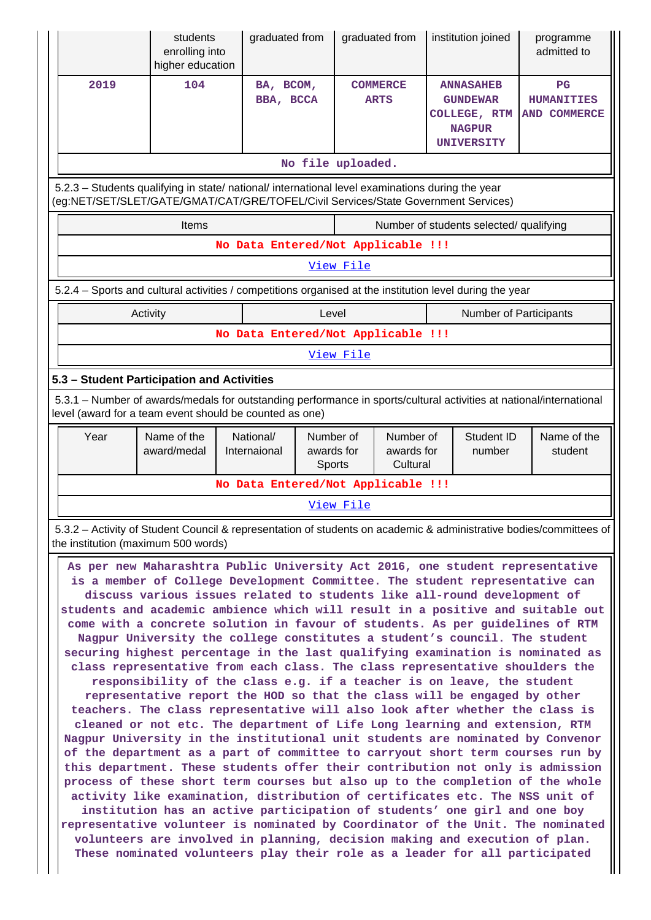| Year | Number of students enrolling into higher education | Programme graduated from | Depratment graduated from | Name of institution joined | Name of programme admitted to |
|---|---|---|---|---|---|
| 2019 | 104 | BA, BCOM, BBA, BCCA | COMMERCE ARTS | ANNASAHEB GUNDEWAR COLLEGE, RTM NAGPUR UNIVERSITY | PG HUMANITIES AND COMMERCE |
| No file uploaded. | | | | | |

5.2.3 – Students qualifying in state/ national/ international level examinations during the year (eg:NET/SET/SLET/GATE/GMAT/CAT/GRE/TOFEL/Civil Services/State Government Services)

| Items | Number of students selected/ qualifying |
|---|---|
| No Data Entered/Not Applicable !!! | |
| View File | |

5.2.4 – Sports and cultural activities / competitions organised at the institution level during the year

| Activity | Level | Number of Participants |
|---|---|---|
| No Data Entered/Not Applicable !!! | | |
| View File | | |

### 5.3 – Student Participation and Activities

5.3.1 – Number of awards/medals for outstanding performance in sports/cultural activities at national/international level (award for a team event should be counted as one)

| Year | Name of the award/medal | National/ Internaional | Number of awards for Sports | Number of awards for Cultural | Student ID number | Name of the student |
|---|---|---|---|---|---|---|
| No Data Entered/Not Applicable !!! | | | | | | |
| View File | | | | | | |

5.3.2 – Activity of Student Council & representation of students on academic & administrative bodies/committees of the institution (maximum 500 words)

**As per new Maharashtra Public University Act 2016, one student representative is a member of College Development Committee. The student representative can discuss various issues related to students like all-round development of students and academic ambience which will result in a positive and suitable out come with a concrete solution in favour of students. As per guidelines of RTM Nagpur University the college constitutes a student's council. The student securing highest percentage in the last qualifying examination is nominated as class representative from each class. The class representative shoulders the responsibility of the class e.g. if a teacher is on leave, the student representative report the HOD so that the class will be engaged by other teachers. The class representative will also look after whether the class is cleaned or not etc. The department of Life Long learning and extension, RTM Nagpur University in the institutional unit students are nominated by Convenor of the department as a part of committee to carryout short term courses run by this department. These students offer their contribution not only is admission process of these short term courses but also up to the completion of the whole activity like examination, distribution of certificates etc. The NSS unit of institution has an active participation of students' one girl and one boy representative volunteer is nominated by Coordinator of the Unit. The nominated volunteers are involved in planning, decision making and execution of plan. These nominated volunteers play their role as a leader for all participated**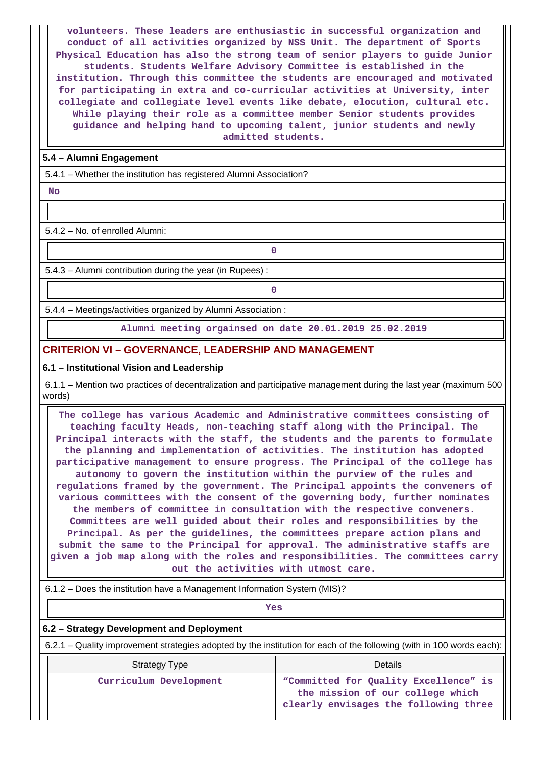volunteers. These leaders are enthusiastic in successful organization and conduct of all activities organized by NSS Unit. The department of Sports Physical Education has also the strong team of senior players to guide Junior students. Students Welfare Advisory Committee is established in the institution. Through this committee the students are encouraged and motivated for participating in extra and co-curricular activities at University, inter collegiate and collegiate level events like debate, elocution, cultural etc. While playing their role as a committee member Senior students provides guidance and helping hand to upcoming talent, junior students and newly admitted students.

**5.4 – Alumni Engagement**

5.4.1 – Whether the institution has registered Alumni Association?

No

5.4.2 – No. of enrolled Alumni:

0

5.4.3 – Alumni contribution during the year (in Rupees) :

0

5.4.4 – Meetings/activities organized by Alumni Association :

Alumni meeting orgainsed on date 20.01.2019 25.02.2019

## CRITERION VI – GOVERNANCE, LEADERSHIP AND MANAGEMENT

**6.1 – Institutional Vision and Leadership**

6.1.1 – Mention two practices of decentralization and participative management during the last year (maximum 500 words)

The college has various Academic and Administrative committees consisting of teaching faculty Heads, non-teaching staff along with the Principal. The Principal interacts with the staff, the students and the parents to formulate the planning and implementation of activities. The institution has adopted participative management to ensure progress. The Principal of the college has autonomy to govern the institution within the purview of the rules and regulations framed by the government. The Principal appoints the conveners of various committees with the consent of the governing body, further nominates the members of committee in consultation with the respective conveners. Committees are well guided about their roles and responsibilities by the Principal. As per the guidelines, the committees prepare action plans and submit the same to the Principal for approval. The administrative staffs are given a job map along with the roles and responsibilities. The committees carry out the activities with utmost care.

6.1.2 – Does the institution have a Management Information System (MIS)?

Yes

**6.2 – Strategy Development and Deployment**

6.2.1 – Quality improvement strategies adopted by the institution for each of the following (with in 100 words each):

| Strategy Type | Details |
|---|---|
| Curriculum Development | "Committed for Quality Excellence" is the mission of our college which clearly envisages the following three |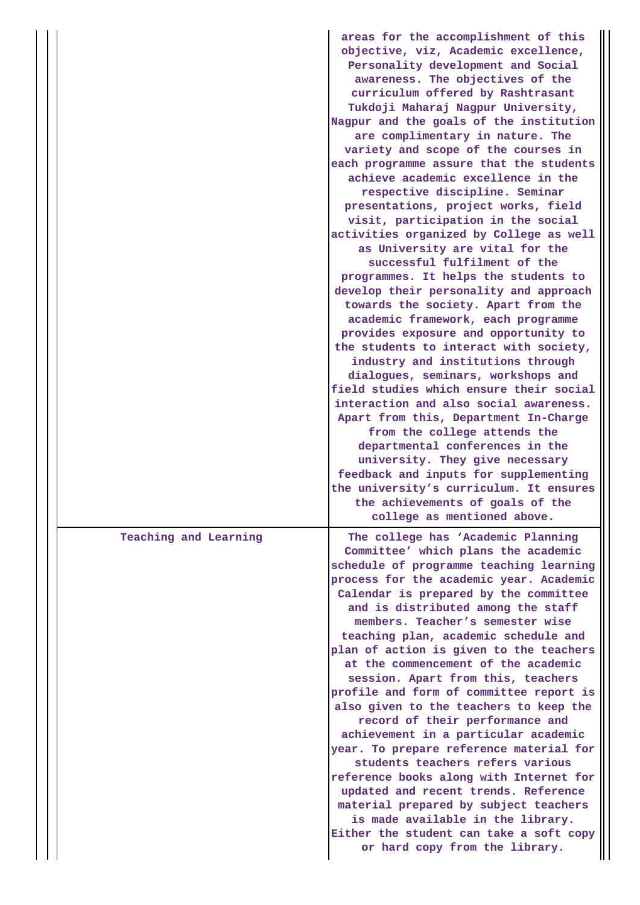| | |
|---|---|
| | areas for the accomplishment of this objective, viz, Academic excellence, Personality development and Social awareness. The objectives of the curriculum offered by Rashtrasant Tukdoji Maharaj Nagpur University, Nagpur and the goals of the institution are complimentary in nature. The variety and scope of the courses in each programme assure that the students achieve academic excellence in the respective discipline. Seminar presentations, project works, field visit, participation in the social activities organized by College as well as University are vital for the successful fulfilment of the programmes. It helps the students to develop their personality and approach towards the society. Apart from the academic framework, each programme provides exposure and opportunity to the students to interact with society, industry and institutions through dialogues, seminars, workshops and field studies which ensure their social interaction and also social awareness. Apart from this, Department In-Charge from the college attends the departmental conferences in the university. They give necessary feedback and inputs for supplementing the university's curriculum. It ensures the achievements of goals of the college as mentioned above. |
| Teaching and Learning | The college has 'Academic Planning Committee' which plans the academic schedule of programme teaching learning process for the academic year. Academic Calendar is prepared by the committee and is distributed among the staff members. Teacher's semester wise teaching plan, academic schedule and plan of action is given to the teachers at the commencement of the academic session. Apart from this, teachers profile and form of committee report is also given to the teachers to keep the record of their performance and achievement in a particular academic year. To prepare reference material for students teachers refers various reference books along with Internet for updated and recent trends. Reference material prepared by subject teachers is made available in the library. Either the student can take a soft copy or hard copy from the library. |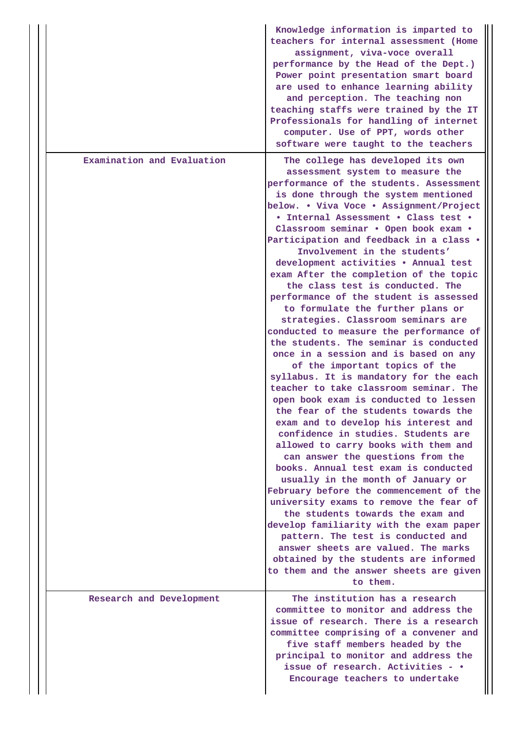| | |
|---|---|
| | Knowledge information is imparted to teachers for internal assessment (Home assignment, viva-voce overall performance by the Head of the Dept.) Power point presentation smart board are used to enhance learning ability and perception. The teaching non teaching staffs were trained by the IT Professionals for handling of internet computer. Use of PPT, words other software were taught to the teachers |
| Examination and Evaluation | The college has developed its own assessment system to measure the performance of the students. Assessment is done through the system mentioned below. • Viva Voce • Assignment/Project • Internal Assessment • Class test • Classroom seminar • Open book exam • Participation and feedback in a class • Involvement in the students' development activities • Annual test exam After the completion of the topic the class test is conducted. The performance of the student is assessed to formulate the further plans or strategies. Classroom seminars are conducted to measure the performance of the students. The seminar is conducted once in a session and is based on any of the important topics of the syllabus. It is mandatory for the each teacher to take classroom seminar. The open book exam is conducted to lessen the fear of the students towards the exam and to develop his interest and confidence in studies. Students are allowed to carry books with them and can answer the questions from the books. Annual test exam is conducted usually in the month of January or February before the commencement of the university exams to remove the fear of the students towards the exam and develop familiarity with the exam paper pattern. The test is conducted and answer sheets are valued. The marks obtained by the students are informed to them and the answer sheets are given to them. |
| Research and Development | The institution has a research committee to monitor and address the issue of research. There is a research committee comprising of a convener and five staff members headed by the principal to monitor and address the issue of research. Activities - • Encourage teachers to undertake |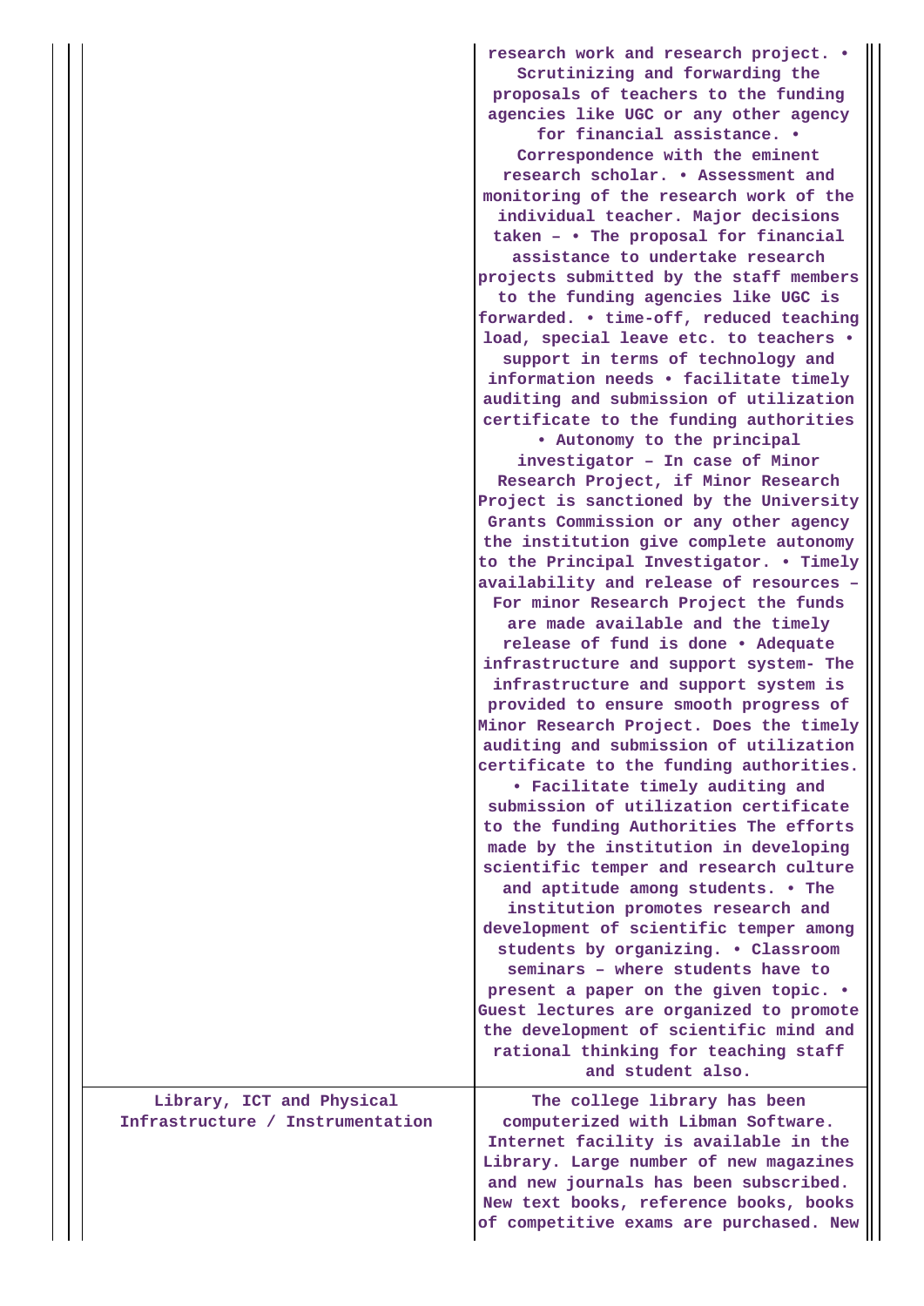| | |
|---|---|
| | research work and research project. • Scrutinizing and forwarding the proposals of teachers to the funding agencies like UGC or any other agency for financial assistance. • Correspondence with the eminent research scholar. • Assessment and monitoring of the research work of the individual teacher. Major decisions taken – • The proposal for financial assistance to undertake research projects submitted by the staff members to the funding agencies like UGC is forwarded. • time-off, reduced teaching load, special leave etc. to teachers • support in terms of technology and information needs • facilitate timely auditing and submission of utilization certificate to the funding authorities • Autonomy to the principal investigator – In case of Minor Research Project, if Minor Research Project is sanctioned by the University Grants Commission or any other agency the institution give complete autonomy to the Principal Investigator. • Timely availability and release of resources – For minor Research Project the funds are made available and the timely release of fund is done • Adequate infrastructure and support system- The infrastructure and support system is provided to ensure smooth progress of Minor Research Project. Does the timely auditing and submission of utilization certificate to the funding authorities. • Facilitate timely auditing and submission of utilization certificate to the funding Authorities The efforts made by the institution in developing scientific temper and research culture and aptitude among students. • The institution promotes research and development of scientific temper among students by organizing. • Classroom seminars – where students have to present a paper on the given topic. • Guest lectures are organized to promote the development of scientific mind and rational thinking for teaching staff and student also. |
| Library, ICT and Physical Infrastructure / Instrumentation | The college library has been computerized with Libman Software. Internet facility is available in the Library. Large number of new magazines and new journals has been subscribed. New text books, reference books, books of competitive exams are purchased. New |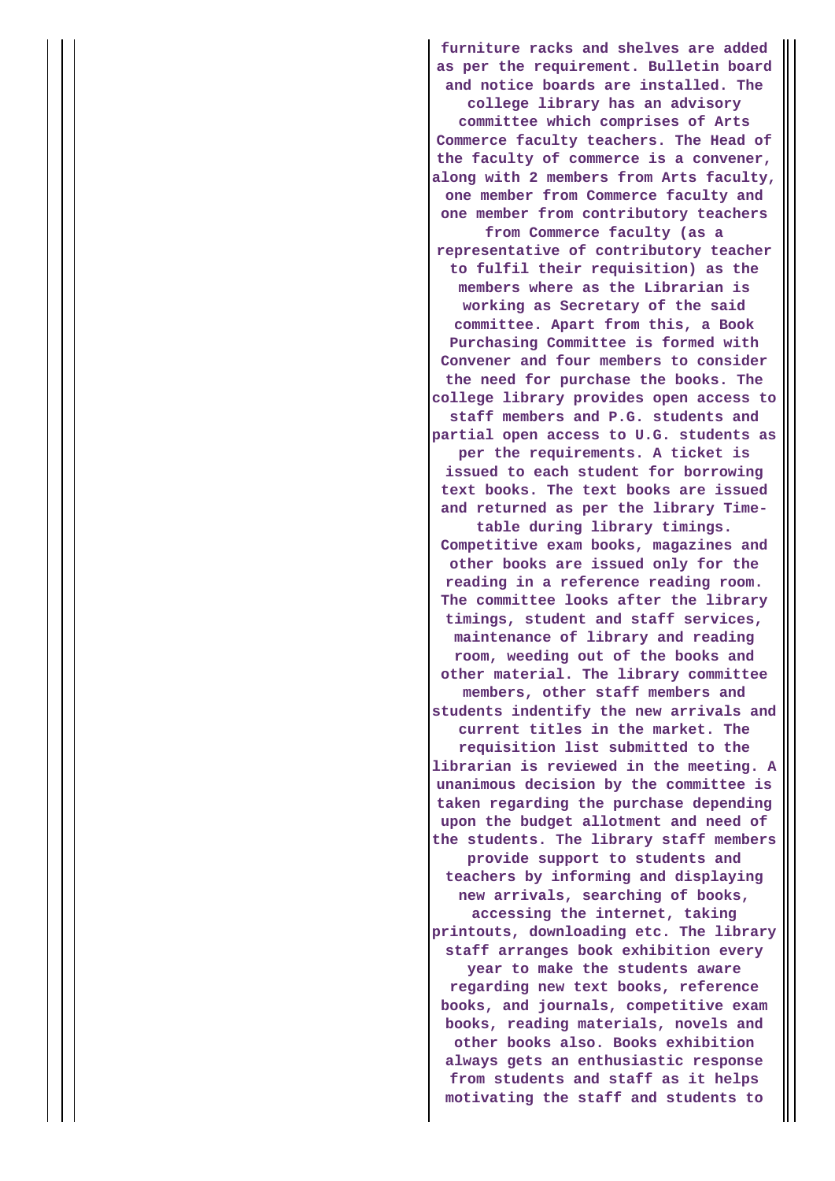| | |
|---|---|
| | **furniture racks and shelves are added as per the requirement. Bulletin board and notice boards are installed. The college library has an advisory committee which comprises of Arts Commerce faculty teachers. The Head of the faculty of commerce is a convener, along with 2 members from Arts faculty, one member from Commerce faculty and one member from contributory teachers from Commerce faculty (as a representative of contributory teacher to fulfil their requisition) as the members where as the Librarian is working as Secretary of the said committee. Apart from this, a Book Purchasing Committee is formed with Convener and four members to consider the need for purchase the books. The college library provides open access to staff members and P.G. students and partial open access to U.G. students as per the requirements. A ticket is issued to each student for borrowing text books. The text books are issued and returned as per the library Time-table during library timings. Competitive exam books, magazines and other books are issued only for the reading in a reference reading room. The committee looks after the library timings, student and staff services, maintenance of library and reading room, weeding out of the books and other material. The library committee members, other staff members and students indentify the new arrivals and current titles in the market. The requisition list submitted to the librarian is reviewed in the meeting. A unanimous decision by the committee is taken regarding the purchase depending upon the budget allotment and need of the students. The library staff members provide support to students and teachers by informing and displaying new arrivals, searching of books, accessing the internet, taking printouts, downloading etc. The library staff arranges book exhibition every year to make the students aware regarding new text books, reference books, and journals, competitive exam books, reading materials, novels and other books also. Books exhibition always gets an enthusiastic response from students and staff as it helps motivating the staff and students to** |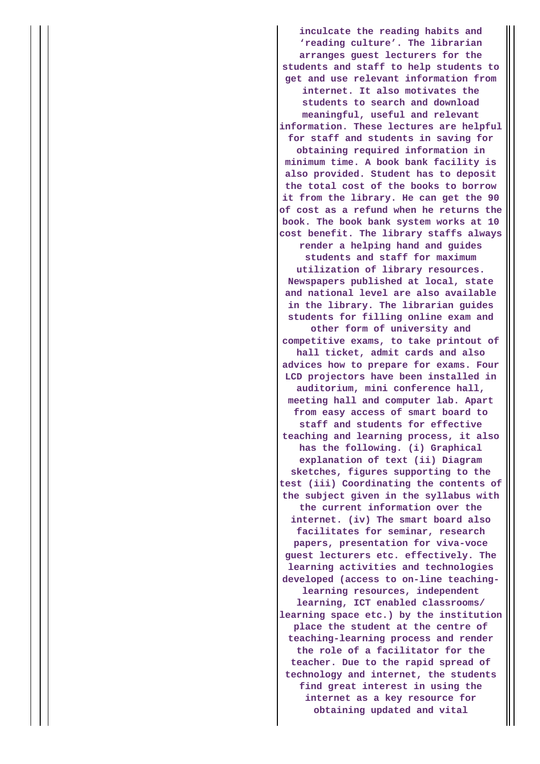inculcate the reading habits and 'reading culture'. The librarian arranges guest lecturers for the students and staff to help students to get and use relevant information from internet. It also motivates the students to search and download meaningful, useful and relevant information. These lectures are helpful for staff and students in saving for obtaining required information in minimum time. A book bank facility is also provided. Student has to deposit the total cost of the books to borrow it from the library. He can get the 90 of cost as a refund when he returns the book. The book bank system works at 10 cost benefit. The library staffs always render a helping hand and guides students and staff for maximum utilization of library resources. Newspapers published at local, state and national level are also available in the library. The librarian guides students for filling online exam and other form of university and competitive exams, to take printout of hall ticket, admit cards and also advices how to prepare for exams. Four LCD projectors have been installed in auditorium, mini conference hall, meeting hall and computer lab. Apart from easy access of smart board to staff and students for effective teaching and learning process, it also has the following. (i) Graphical explanation of text (ii) Diagram sketches, figures supporting to the test (iii) Coordinating the contents of the subject given in the syllabus with the current information over the internet. (iv) The smart board also facilitates for seminar, research papers, presentation for viva-voce guest lecturers etc. effectively. The learning activities and technologies developed (access to on-line teaching-learning resources, independent learning, ICT enabled classrooms/ learning space etc.) by the institution place the student at the centre of teaching-learning process and render the role of a facilitator for the teacher. Due to the rapid spread of technology and internet, the students find great interest in using the internet as a key resource for obtaining updated and vital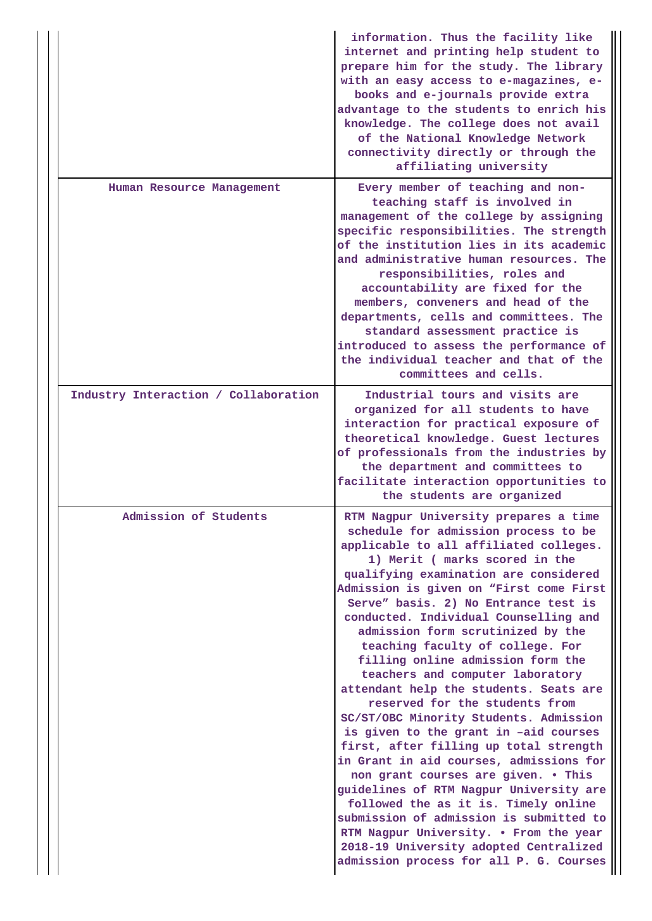| | |
|---|---|
| | information. Thus the facility like internet and printing help student to prepare him for the study. The library with an easy access to e-magazines, e-books and e-journals provide extra advantage to the students to enrich his knowledge. The college does not avail of the National Knowledge Network connectivity directly or through the affiliating university |
| Human Resource Management | Every member of teaching and non-teaching staff is involved in management of the college by assigning specific responsibilities. The strength of the institution lies in its academic and administrative human resources. The responsibilities, roles and accountability are fixed for the members, conveners and head of the departments, cells and committees. The standard assessment practice is introduced to assess the performance of the individual teacher and that of the committees and cells. |
| Industry Interaction / Collaboration | Industrial tours and visits are organized for all students to have interaction for practical exposure of theoretical knowledge. Guest lectures of professionals from the industries by the department and committees to facilitate interaction opportunities to the students are organized |
| Admission of Students | RTM Nagpur University prepares a time schedule for admission process to be applicable to all affiliated colleges. 1) Merit ( marks scored in the qualifying examination are considered Admission is given on "First come First Serve" basis. 2) No Entrance test is conducted. Individual Counselling and admission form scrutinized by the teaching faculty of college. For filling online admission form the teachers and computer laboratory attendant help the students. Seats are reserved for the students from SC/ST/OBC Minority Students. Admission is given to the grant in –aid courses first, after filling up total strength in Grant in aid courses, admissions for non grant courses are given. • This guidelines of RTM Nagpur University are followed the as it is. Timely online submission of admission is submitted to RTM Nagpur University. • From the year 2018-19 University adopted Centralized admission process for all P. G. Courses |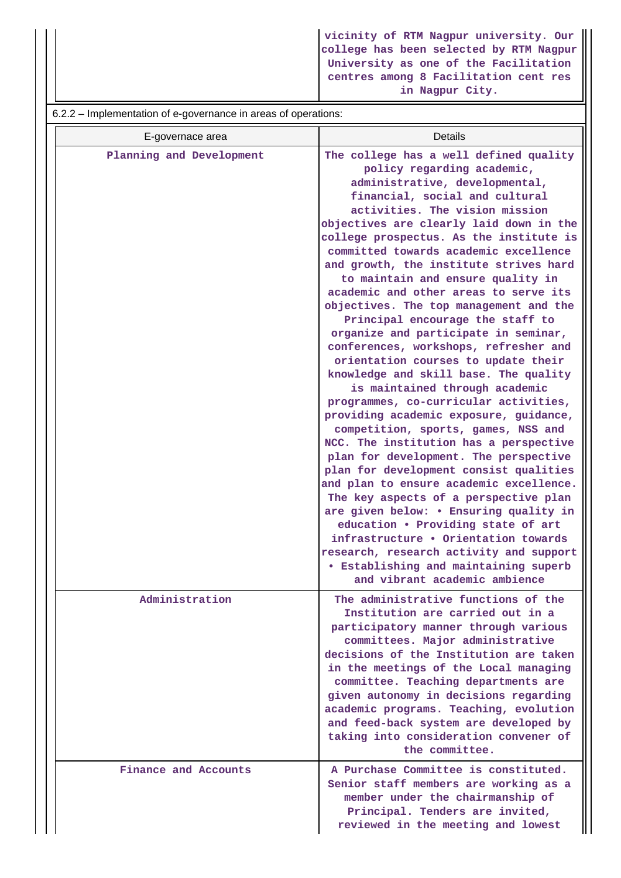| | |
|---|---|
| | vicinity of RTM Nagpur university. Our college has been selected by RTM Nagpur University as one of the Facilitation centres among 8 Facilitation cent res in Nagpur City. |

6.2.2 – Implementation of e-governance in areas of operations:

| E-governace area | Details |
|---|---|
| Planning and Development | The college has a well defined quality policy regarding academic, administrative, developmental, financial, social and cultural activities. The vision mission objectives are clearly laid down in the college prospectus. As the institute is committed towards academic excellence and growth, the institute strives hard to maintain and ensure quality in academic and other areas to serve its objectives. The top management and the Principal encourage the staff to organize and participate in seminar, conferences, workshops, refresher and orientation courses to update their knowledge and skill base. The quality is maintained through academic programmes, co-curricular activities, providing academic exposure, guidance, competition, sports, games, NSS and NCC. The institution has a perspective plan for development. The perspective plan for development consist qualities and plan to ensure academic excellence. The key aspects of a perspective plan are given below: • Ensuring quality in education • Providing state of art infrastructure • Orientation towards research, research activity and support • Establishing and maintaining superb and vibrant academic ambience |
| Administration | The administrative functions of the Institution are carried out in a participatory manner through various committees. Major administrative decisions of the Institution are taken in the meetings of the Local managing committee. Teaching departments are given autonomy in decisions regarding academic programs. Teaching, evolution and feed-back system are developed by taking into consideration convener of the committee. |
| Finance and Accounts | A Purchase Committee is constituted. Senior staff members are working as a member under the chairmanship of Principal. Tenders are invited, reviewed in the meeting and lowest |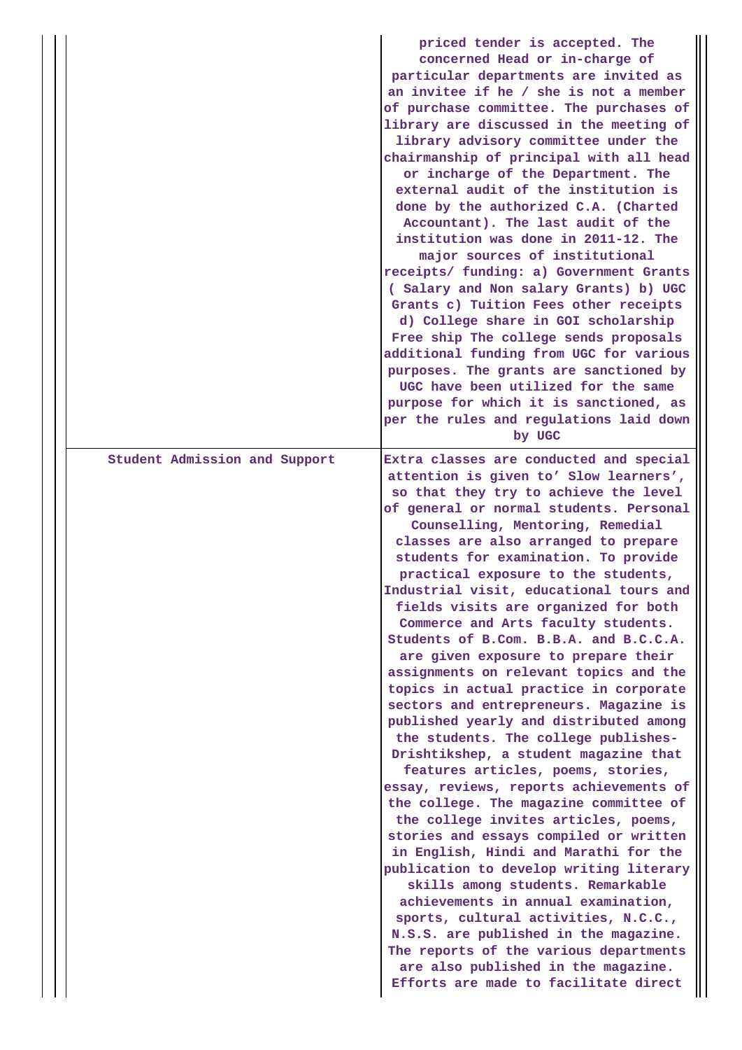| | |
|---|---|
| | priced tender is accepted. The concerned Head or in-charge of particular departments are invited as an invitee if he / she is not a member of purchase committee. The purchases of library are discussed in the meeting of library advisory committee under the chairmanship of principal with all head or incharge of the Department. The external audit of the institution is done by the authorized C.A. (Charted Accountant). The last audit of the institution was done in 2011-12. The major sources of institutional receipts/ funding: a) Government Grants ( Salary and Non salary Grants) b) UGC Grants c) Tuition Fees other receipts d) College share in GOI scholarship Free ship The college sends proposals additional funding from UGC for various purposes. The grants are sanctioned by UGC have been utilized for the same purpose for which it is sanctioned, as per the rules and regulations laid down by UGC |
| Student Admission and Support | Extra classes are conducted and special attention is given to' Slow learners', so that they try to achieve the level of general or normal students. Personal Counselling, Mentoring, Remedial classes are also arranged to prepare students for examination. To provide practical exposure to the students, Industrial visit, educational tours and fields visits are organized for both Commerce and Arts faculty students. Students of B.Com. B.B.A. and B.C.C.A. are given exposure to prepare their assignments on relevant topics and the topics in actual practice in corporate sectors and entrepreneurs. Magazine is published yearly and distributed among the students. The college publishes- Drishtikshep, a student magazine that features articles, poems, stories, essay, reviews, reports achievements of the college. The magazine committee of the college invites articles, poems, stories and essays compiled or written in English, Hindi and Marathi for the publication to develop writing literary skills among students. Remarkable achievements in annual examination, sports, cultural activities, N.C.C., N.S.S. are published in the magazine. The reports of the various departments are also published in the magazine. Efforts are made to facilitate direct |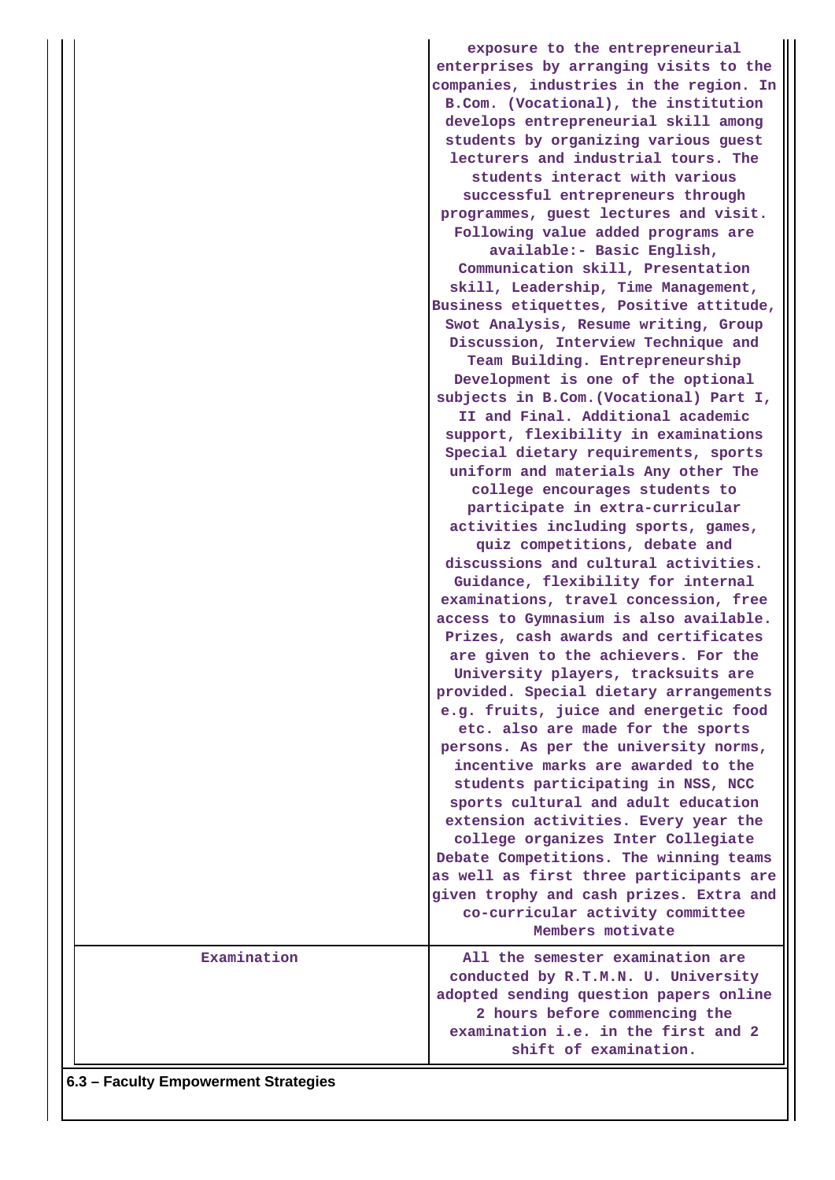| | |
|---|---|
| | exposure to the entrepreneurial enterprises by arranging visits to the companies, industries in the region. In B.Com. (Vocational), the institution develops entrepreneurial skill among students by organizing various guest lecturers and industrial tours. The students interact with various successful entrepreneurs through programmes, guest lectures and visit. Following value added programs are available:- Basic English, Communication skill, Presentation skill, Leadership, Time Management, Business etiquettes, Positive attitude, Swot Analysis, Resume writing, Group Discussion, Interview Technique and Team Building. Entrepreneurship Development is one of the optional subjects in B.Com.(Vocational) Part I, II and Final. Additional academic support, flexibility in examinations Special dietary requirements, sports uniform and materials Any other The college encourages students to participate in extra-curricular activities including sports, games, quiz competitions, debate and discussions and cultural activities. Guidance, flexibility for internal examinations, travel concession, free access to Gymnasium is also available. Prizes, cash awards and certificates are given to the achievers. For the University players, tracksuits are provided. Special dietary arrangements e.g. fruits, juice and energetic food etc. also are made for the sports persons. As per the university norms, incentive marks are awarded to the students participating in NSS, NCC sports cultural and adult education extension activities. Every year the college organizes Inter Collegiate Debate Competitions. The winning teams as well as first three participants are given trophy and cash prizes. Extra and co-curricular activity committee Members motivate |
| Examination | All the semester examination are conducted by R.T.M.N. U. University adopted sending question papers online 2 hours before commencing the examination i.e. in the first and 2 shift of examination. |

**6.3 – Faculty Empowerment Strategies**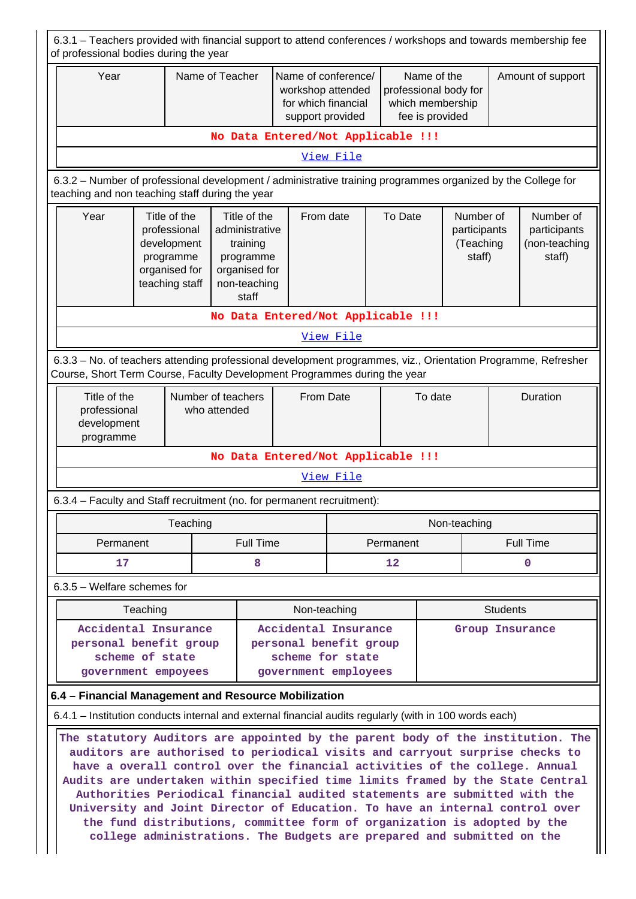6.3.1 – Teachers provided with financial support to attend conferences / workshops and towards membership fee of professional bodies during the year

| Year | Name of Teacher | Name of conference/ workshop attended for which financial support provided | Name of the professional body for which membership fee is provided | Amount of support |
|---|---|---|---|---|
| No Data Entered/Not Applicable !!! | | | | |
| View File | | | | |

6.3.2 – Number of professional development / administrative training programmes organized by the College for teaching and non teaching staff during the year

| Year | Title of the professional development programme organised for teaching staff | Title of the administrative training programme organised for non-teaching staff | From date | To Date | Number of participants (Teaching staff) | Number of participants (non-teaching staff) |
|---|---|---|---|---|---|---|
| No Data Entered/Not Applicable !!! | | | | | | |
| View File | | | | | | |

6.3.3 – No. of teachers attending professional development programmes, viz., Orientation Programme, Refresher Course, Short Term Course, Faculty Development Programmes during the year

| Title of the professional development programme | Number of teachers who attended | From Date | To date | Duration |
|---|---|---|---|---|
| No Data Entered/Not Applicable !!! | | | | |
| View File | | | | |

6.3.4 – Faculty and Staff recruitment (no. for permanent recruitment):

| Teaching | | Non-teaching | |
|---|---|---|---|
| Permanent | Full Time | Permanent | Full Time |
| 17 | 8 | 12 | 0 |

6.3.5 – Welfare schemes for

| Teaching | Non-teaching | Students |
|---|---|---|
| Accidental Insurance personal benefit group scheme of state government empoyees | Accidental Insurance personal benefit group scheme for state government employees | Group Insurance |

**6.4 – Financial Management and Resource Mobilization**

6.4.1 – Institution conducts internal and external financial audits regularly (with in 100 words each)

The statutory Auditors are appointed by the parent body of the institution. The auditors are authorised to periodical visits and carryout surprise checks to have a overall control over the financial activities of the college. Annual Audits are undertaken within specified time limits framed by the State Central Authorities Periodical financial audited statements are submitted with the University and Joint Director of Education. To have an internal control over the fund distributions, committee form of organization is adopted by the college administrations. The Budgets are prepared and submitted on the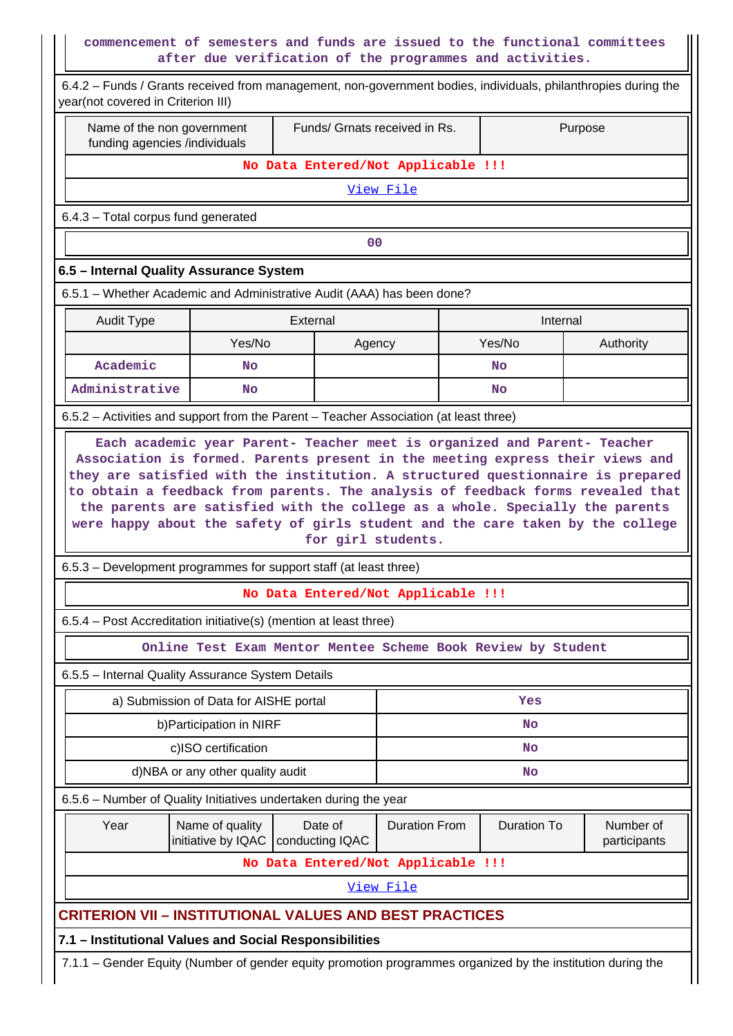commencement of semesters and funds are issued to the functional committees after due verification of the programmes and activities.

6.4.2 – Funds / Grants received from management, non-government bodies, individuals, philanthropies during the year(not covered in Criterion III)

| Name of the non government funding agencies /individuals | Funds/ Grnats received in Rs. | Purpose |
|---|---|---|
| No Data Entered/Not Applicable !!! | | |
| View File | | |

6.4.3 – Total corpus fund generated

| 00 |
|---|

## 6.5 – Internal Quality Assurance System

6.5.1 – Whether Academic and Administrative Audit (AAA) has been done?

| Audit Type | External | | Internal | |
|---|---|---|---|---|
| | Yes/No | Agency | Yes/No | Authority |
| Academic | No | | No | |
| Administrative | No | | No | |

6.5.2 – Activities and support from the Parent – Teacher Association (at least three)

Each academic year Parent- Teacher meet is organized and Parent- Teacher Association is formed. Parents present in the meeting express their views and they are satisfied with the institution. A structured questionnaire is prepared to obtain a feedback from parents. The analysis of feedback forms revealed that the parents are satisfied with the college as a whole. Specially the parents were happy about the safety of girls student and the care taken by the college for girl students.

6.5.3 – Development programmes for support staff (at least three)

No Data Entered/Not Applicable !!!

6.5.4 – Post Accreditation initiative(s) (mention at least three)

Online Test Exam Mentor Mentee Scheme Book Review by Student

6.5.5 – Internal Quality Assurance System Details

| a) Submission of Data for AISHE portal | Yes |
|---|---|
| b)Participation in NIRF | No |
| c)ISO certification | No |
| d)NBA or any other quality audit | No |

6.5.6 – Number of Quality Initiatives undertaken during the year

| Year | Name of quality initiative by IQAC | Date of conducting IQAC | Duration From | Duration To | Number of participants |
|---|---|---|---|---|---|
| No Data Entered/Not Applicable !!! | | | | | |
| View File | | | | | |

# CRITERION VII – INSTITUTIONAL VALUES AND BEST PRACTICES

## 7.1 – Institutional Values and Social Responsibilities

7.1.1 – Gender Equity (Number of gender equity promotion programmes organized by the institution during the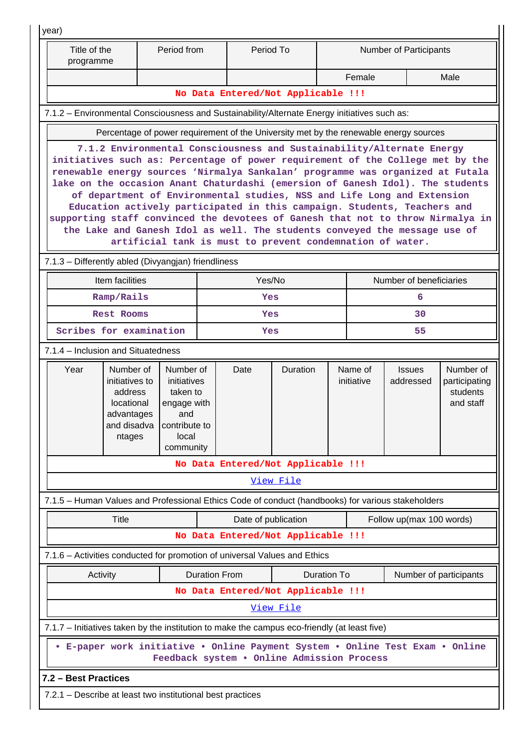year)

| Title of the programme | Period from | Period To | Number of Participants | |
|---|---|---|---|---|
| | | | Female | Male |
| No Data Entered/Not Applicable !!! | | | | |

7.1.2 – Environmental Consciousness and Sustainability/Alternate Energy initiatives such as:

| Percentage of power requirement of the University met by the renewable energy sources |
|---|
| 7.1.2 Environmental Consciousness and Sustainability/Alternate Energy initiatives such as: Percentage of power requirement of the College met by the renewable energy sources 'Nirmalya Sankalan' programme was organized at Futala lake on the occasion Anant Chaturdashi (emersion of Ganesh Idol). The students of department of Environmental studies, NSS and Life Long and Extension Education actively participated in this campaign. Students, Teachers and supporting staff convinced the devotees of Ganesh that not to throw Nirmalya in the Lake and Ganesh Idol as well. The students conveyed the message use of artificial tank is must to prevent condemnation of water. |

7.1.3 – Differently abled (Divyangjan) friendliness

| Item facilities | Yes/No | Number of beneficiaries |
|---|---|---|
| Ramp/Rails | Yes | 6 |
| Rest Rooms | Yes | 30 |
| Scribes for examination | Yes | 55 |

7.1.4 – Inclusion and Situatedness

| Year | Number of initiatives to address locational advantages and disadvantages | Number of initiatives taken to engage with and contribute to local community | Date | Duration | Name of initiative | Issues addressed | Number of participating students and staff |
|---|---|---|---|---|---|---|---|
| No Data Entered/Not Applicable !!! | | | | | | | |
| View File | | | | | | | |

7.1.5 – Human Values and Professional Ethics Code of conduct (handbooks) for various stakeholders

| Title | Date of publication | Follow up(max 100 words) |
|---|---|---|
| No Data Entered/Not Applicable !!! | | |

7.1.6 – Activities conducted for promotion of universal Values and Ethics

| Activity | Duration From | Duration To | Number of participants |
|---|---|---|---|
| No Data Entered/Not Applicable !!! | | | |
| View File | | | |

7.1.7 – Initiatives taken by the institution to make the campus eco-friendly (at least five)

• E-paper work initiative • Online Payment System • Online Test Exam • Online Feedback system • Online Admission Process

**7.2 – Best Practices**

7.2.1 – Describe at least two institutional best practices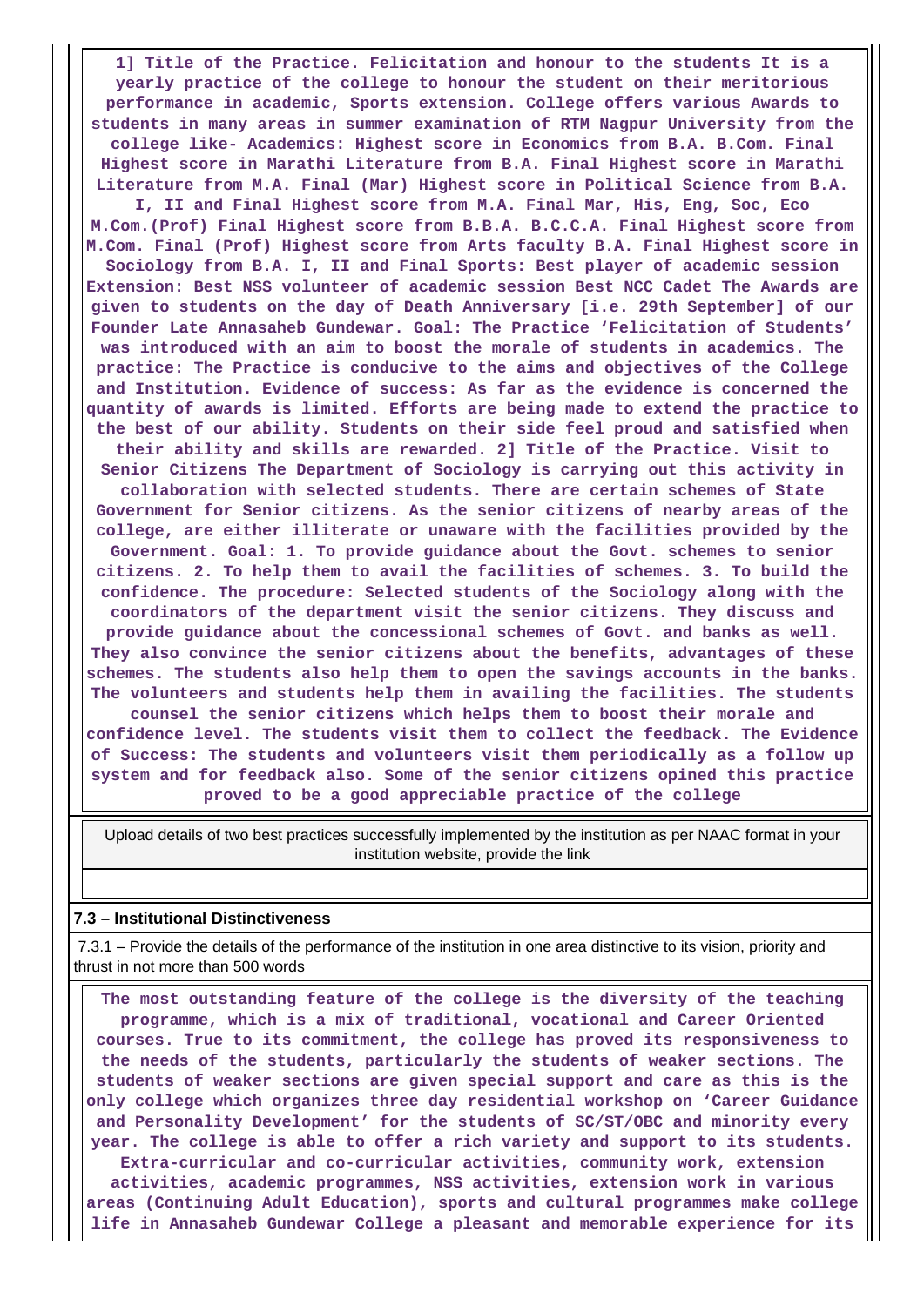**1] Title of the Practice. Felicitation and honour to the students It is a yearly practice of the college to honour the student on their meritorious performance in academic, Sports extension. College offers various Awards to students in many areas in summer examination of RTM Nagpur University from the college like- Academics: Highest score in Economics from B.A. B.Com. Final Highest score in Marathi Literature from B.A. Final Highest score in Marathi Literature from M.A. Final (Mar) Highest score in Political Science from B.A. I, II and Final Highest score from M.A. Final Mar, His, Eng, Soc, Eco M.Com.(Prof) Final Highest score from B.B.A. B.C.C.A. Final Highest score from M.Com. Final (Prof) Highest score from Arts faculty B.A. Final Highest score in Sociology from B.A. I, II and Final Sports: Best player of academic session Extension: Best NSS volunteer of academic session Best NCC Cadet The Awards are given to students on the day of Death Anniversary [i.e. 29th September] of our Founder Late Annasaheb Gundewar. Goal: The Practice 'Felicitation of Students' was introduced with an aim to boost the morale of students in academics. The practice: The Practice is conducive to the aims and objectives of the College and Institution. Evidence of success: As far as the evidence is concerned the quantity of awards is limited. Efforts are being made to extend the practice to the best of our ability. Students on their side feel proud and satisfied when their ability and skills are rewarded. 2] Title of the Practice. Visit to Senior Citizens The Department of Sociology is carrying out this activity in collaboration with selected students. There are certain schemes of State Government for Senior citizens. As the senior citizens of nearby areas of the college, are either illiterate or unaware with the facilities provided by the Government. Goal: 1. To provide guidance about the Govt. schemes to senior citizens. 2. To help them to avail the facilities of schemes. 3. To build the confidence. The procedure: Selected students of the Sociology along with the coordinators of the department visit the senior citizens. They discuss and provide guidance about the concessional schemes of Govt. and banks as well. They also convince the senior citizens about the benefits, advantages of these schemes. The students also help them to open the savings accounts in the banks. The volunteers and students help them in availing the facilities. The students counsel the senior citizens which helps them to boost their morale and confidence level. The students visit them to collect the feedback. The Evidence of Success: The students and volunteers visit them periodically as a follow up system and for feedback also. Some of the senior citizens opined this practice proved to be a good appreciable practice of the college**

Upload details of two best practices successfully implemented by the institution as per NAAC format in your institution website, provide the link

### 7.3 – Institutional Distinctiveness

7.3.1 – Provide the details of the performance of the institution in one area distinctive to its vision, priority and thrust in not more than 500 words

**The most outstanding feature of the college is the diversity of the teaching programme, which is a mix of traditional, vocational and Career Oriented courses. True to its commitment, the college has proved its responsiveness to the needs of the students, particularly the students of weaker sections. The students of weaker sections are given special support and care as this is the only college which organizes three day residential workshop on 'Career Guidance and Personality Development' for the students of SC/ST/OBC and minority every year. The college is able to offer a rich variety and support to its students. Extra-curricular and co-curricular activities, community work, extension activities, academic programmes, NSS activities, extension work in various areas (Continuing Adult Education), sports and cultural programmes make college life in Annasaheb Gundewar College a pleasant and memorable experience for its**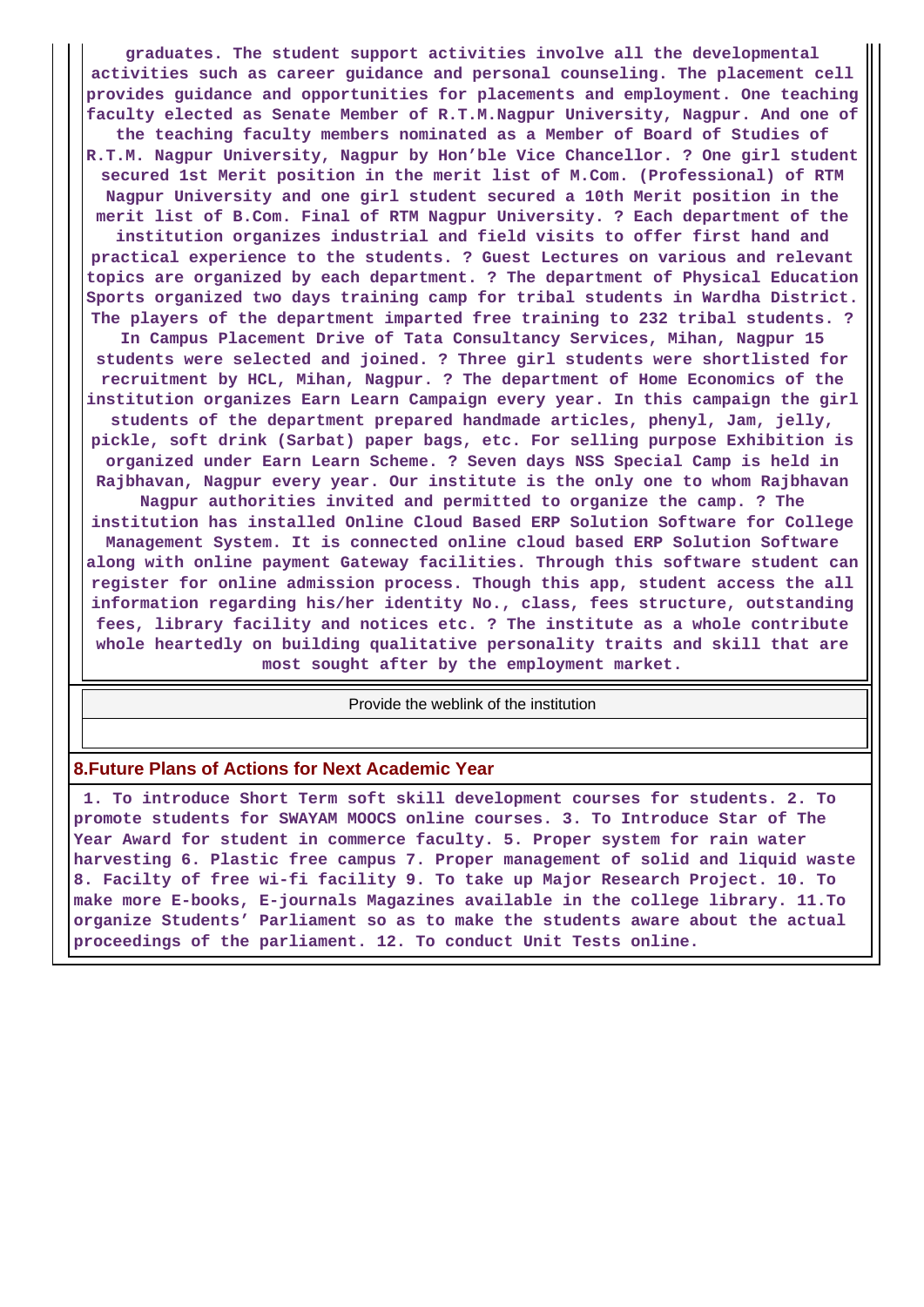graduates. The student support activities involve all the developmental activities such as career guidance and personal counseling. The placement cell provides guidance and opportunities for placements and employment. One teaching faculty elected as Senate Member of R.T.M.Nagpur University, Nagpur. And one of the teaching faculty members nominated as a Member of Board of Studies of R.T.M. Nagpur University, Nagpur by Hon'ble Vice Chancellor. ? One girl student secured 1st Merit position in the merit list of M.Com. (Professional) of RTM Nagpur University and one girl student secured a 10th Merit position in the merit list of B.Com. Final of RTM Nagpur University. ? Each department of the institution organizes industrial and field visits to offer first hand and practical experience to the students. ? Guest Lectures on various and relevant topics are organized by each department. ? The department of Physical Education Sports organized two days training camp for tribal students in Wardha District. The players of the department imparted free training to 232 tribal students. ? In Campus Placement Drive of Tata Consultancy Services, Mihan, Nagpur 15 students were selected and joined. ? Three girl students were shortlisted for recruitment by HCL, Mihan, Nagpur. ? The department of Home Economics of the institution organizes Earn Learn Campaign every year. In this campaign the girl students of the department prepared handmade articles, phenyl, Jam, jelly, pickle, soft drink (Sarbat) paper bags, etc. For selling purpose Exhibition is organized under Earn Learn Scheme. ? Seven days NSS Special Camp is held in Rajbhavan, Nagpur every year. Our institute is the only one to whom Rajbhavan Nagpur authorities invited and permitted to organize the camp. ? The institution has installed Online Cloud Based ERP Solution Software for College Management System. It is connected online cloud based ERP Solution Software along with online payment Gateway facilities. Through this software student can register for online admission process. Though this app, student access the all information regarding his/her identity No., class, fees structure, outstanding fees, library facility and notices etc. ? The institute as a whole contribute whole heartedly on building qualitative personality traits and skill that are most sought after by the employment market.

| Provide the weblink of the institution |
|---|
| |

## 8.Future Plans of Actions for Next Academic Year

1. To introduce Short Term soft skill development courses for students. 2. To promote students for SWAYAM MOOCS online courses. 3. To Introduce Star of The Year Award for student in commerce faculty. 5. Proper system for rain water harvesting 6. Plastic free campus 7. Proper management of solid and liquid waste 8. Facilty of free wi-fi facility 9. To take up Major Research Project. 10. To make more E-books, E-journals Magazines available in the college library. 11.To organize Students' Parliament so as to make the students aware about the actual proceedings of the parliament. 12. To conduct Unit Tests online.